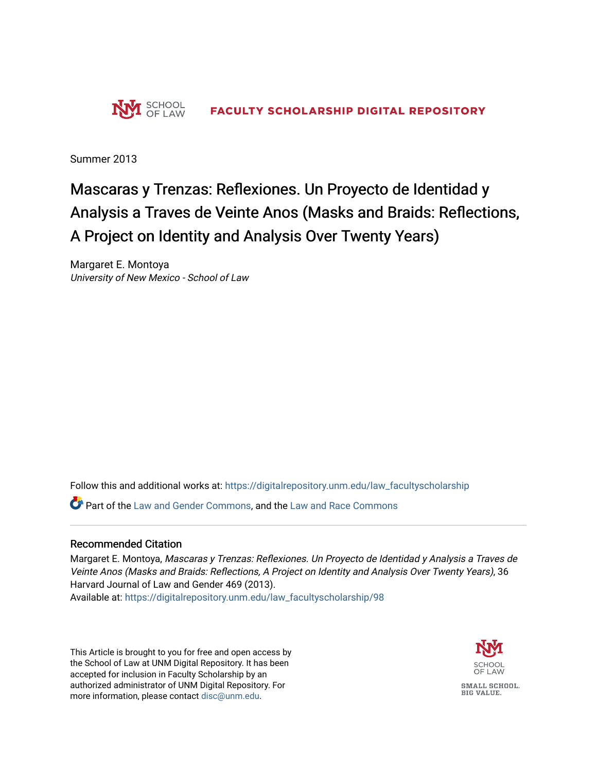SCHOOL OF LAW **FACULTY SCHOLARSHIP DIGITAL REPOSITORY**

Summer 2013

# Mascaras y Trenzas: Reflexiones. Un Proyecto de Identidad y Analysis a Traves de Veinte Anos (Masks and Braids: Reflections, A Project on Identity and Analysis Over Twenty Years)

Margaret E. Montoya
*University of New Mexico - School of Law*

Follow this and additional works at: https://digitalrepository.unm.edu/law_facultyscholarship

Part of the Law and Gender Commons, and the Law and Race Commons

## Recommended Citation

Margaret E. Montoya, *Mascaras y Trenzas: Reflexiones. Un Proyecto de Identidad y Analysis a Traves de Veinte Anos (Masks and Braids: Reflections, A Project on Identity and Analysis Over Twenty Years)*, 36 Harvard Journal of Law and Gender 469 (2013).
Available at: https://digitalrepository.unm.edu/law_facultyscholarship/98

This Article is brought to you for free and open access by the School of Law at UNM Digital Repository. It has been accepted for inclusion in Faculty Scholarship by an authorized administrator of UNM Digital Repository. For more information, please contact disc@unm.edu.

SCHOOL OF LAW
SMALL SCHOOL. BIG VALUE.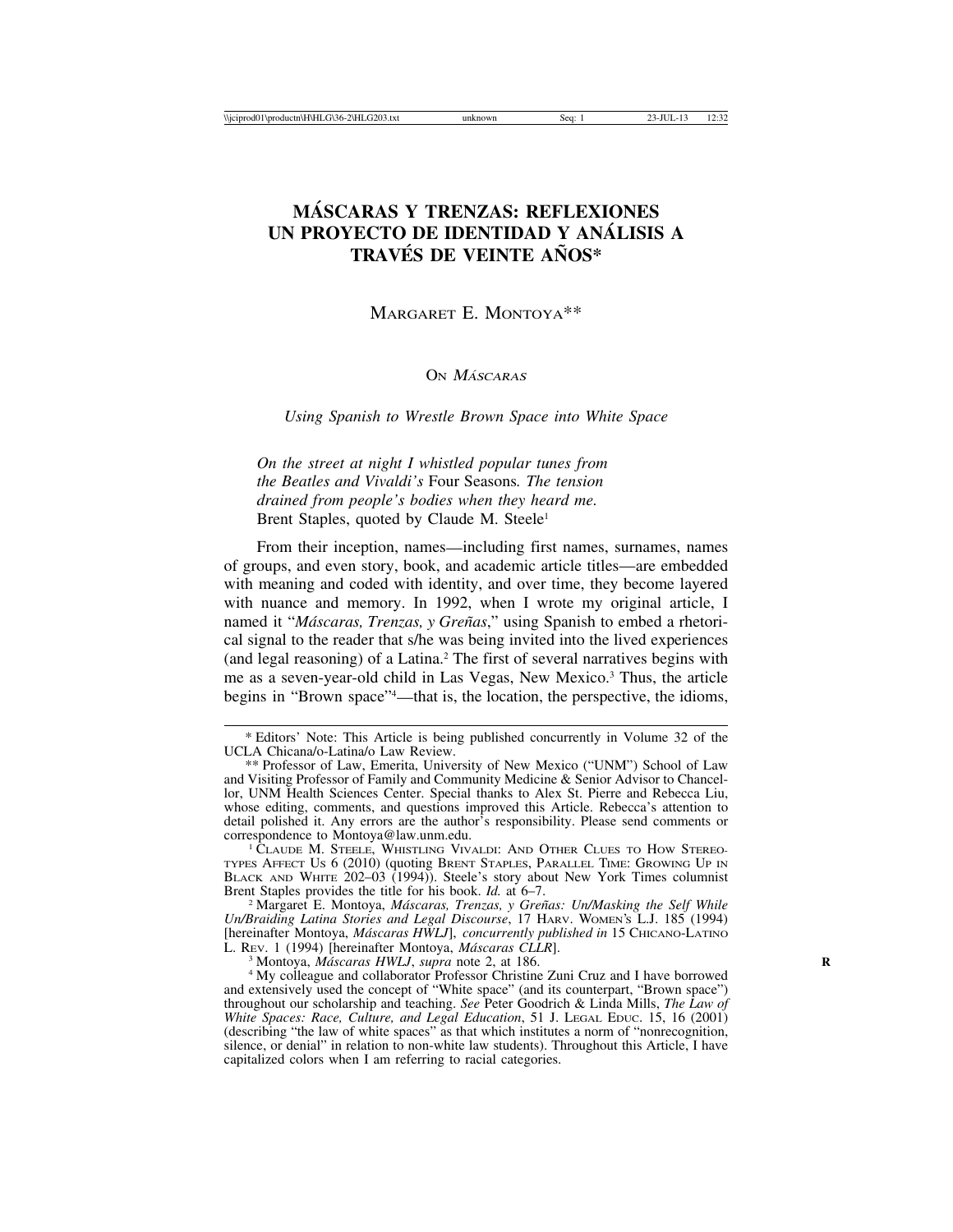# MÁSCARAS Y TRENZAS: REFLEXIONES UN PROYECTO DE IDENTIDAD Y ANÁLISIS A TRAVÉS DE VEINTE AÑOS*

MARGARET E. MONTOYA**

## ON *MÁSCARAS*

### *Using Spanish to Wrestle Brown Space into White Space*

*On the street at night I whistled popular tunes from the Beatles and Vivaldi's* Four Seasons*. The tension drained from people's bodies when they heard me.*
Brent Staples, quoted by Claude M. Steele[1]

From their inception, names—including first names, surnames, names of groups, and even story, book, and academic article titles—are embedded with meaning and coded with identity, and over time, they become layered with nuance and memory. In 1992, when I wrote my original article, I named it "*Máscaras, Trenzas, y Greñas*," using Spanish to embed a rhetorical signal to the reader that s/he was being invited into the lived experiences (and legal reasoning) of a Latina.[2] The first of several narratives begins with me as a seven-year-old child in Las Vegas, New Mexico.[3] Thus, the article begins in "Brown space"[4]—that is, the location, the perspective, the idioms,

---

\* Editors' Note: This Article is being published concurrently in Volume 32 of the UCLA Chicana/o-Latina/o Law Review.

\*\* Professor of Law, Emerita, University of New Mexico ("UNM") School of Law and Visiting Professor of Family and Community Medicine & Senior Advisor to Chancellor, UNM Health Sciences Center. Special thanks to Alex St. Pierre and Rebecca Liu, whose editing, comments, and questions improved this Article. Rebecca's attention to detail polished it. Any errors are the author's responsibility. Please send comments or correspondence to Montoya@law.unm.edu.

[1] CLAUDE M. STEELE, WHISTLING VIVALDI: AND OTHER CLUES TO HOW STEREOTYPES AFFECT US 6 (2010) (quoting BRENT STAPLES, PARALLEL TIME: GROWING UP IN BLACK AND WHITE 202–03 (1994)). Steele's story about New York Times columnist Brent Staples provides the title for his book. *Id.* at 6–7.

[2] Margaret E. Montoya, *Máscaras, Trenzas, y Greñas: Un/Masking the Self While Un/Braiding Latina Stories and Legal Discourse*, 17 HARV. WOMEN'S L.J. 185 (1994) [hereinafter Montoya, *Máscaras HWLJ*], *concurrently published in* 15 CHICANO-LATINO L. REV. 1 (1994) [hereinafter Montoya, *Máscaras CLLR*].

[3] Montoya, *Máscaras HWLJ*, *supra* note 2, at 186.

[4] My colleague and collaborator Professor Christine Zuni Cruz and I have borrowed and extensively used the concept of "White space" (and its counterpart, "Brown space") throughout our scholarship and teaching. *See* Peter Goodrich & Linda Mills, *The Law of White Spaces: Race, Culture, and Legal Education*, 51 J. LEGAL EDUC. 15, 16 (2001) (describing "the law of white spaces" as that which institutes a norm of "nonrecognition, silence, or denial" in relation to non-white law students). Throughout this Article, I have capitalized colors when I am referring to racial categories.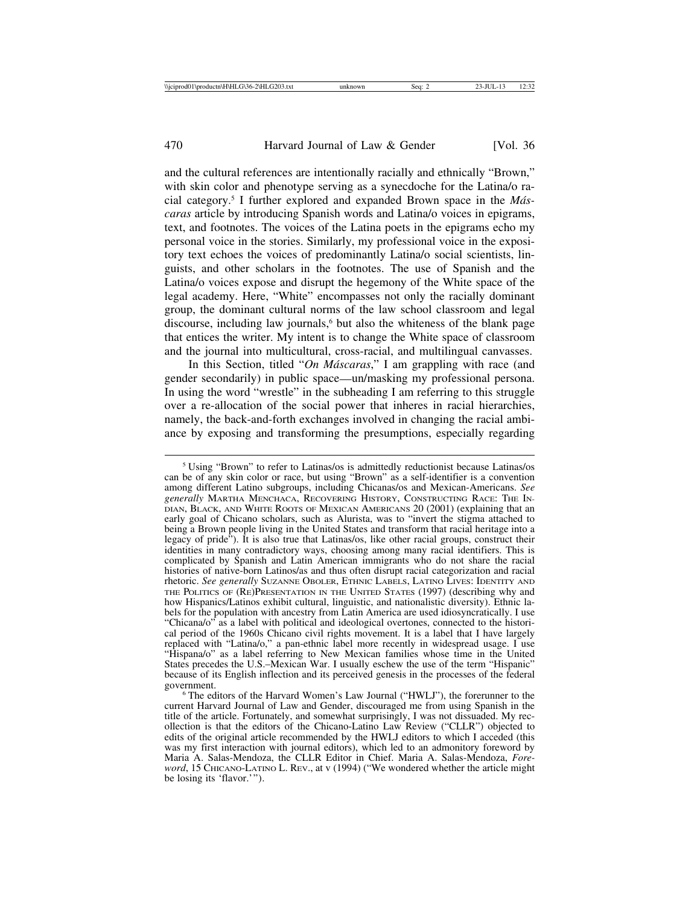and the cultural references are intentionally racially and ethnically "Brown," with skin color and phenotype serving as a synecdoche for the Latina/o racial category.[5] I further explored and expanded Brown space in the *Máscaras* article by introducing Spanish words and Latina/o voices in epigrams, text, and footnotes. The voices of the Latina poets in the epigrams echo my personal voice in the stories. Similarly, my professional voice in the expository text echoes the voices of predominantly Latina/o social scientists, linguists, and other scholars in the footnotes. The use of Spanish and the Latina/o voices expose and disrupt the hegemony of the White space of the legal academy. Here, "White" encompasses not only the racially dominant group, the dominant cultural norms of the law school classroom and legal discourse, including law journals,[6] but also the whiteness of the blank page that entices the writer. My intent is to change the White space of classroom and the journal into multicultural, cross-racial, and multilingual canvasses.

In this Section, titled "*On Máscaras*," I am grappling with race (and gender secondarily) in public space—un/masking my professional persona. In using the word "wrestle" in the subheading I am referring to this struggle over a re-allocation of the social power that inheres in racial hierarchies, namely, the back-and-forth exchanges involved in changing the racial ambiance by exposing and transforming the presumptions, especially regarding

---

[5] Using "Brown" to refer to Latinas/os is admittedly reductionist because Latinas/os can be of any skin color or race, but using "Brown" as a self-identifier is a convention among different Latino subgroups, including Chicanas/os and Mexican-Americans. *See generally* MARTHA MENCHACA, RECOVERING HISTORY, CONSTRUCTING RACE: THE INDIAN, BLACK, AND WHITE ROOTS OF MEXICAN AMERICANS 20 (2001) (explaining that an early goal of Chicano scholars, such as Alurista, was to "invert the stigma attached to being a Brown people living in the United States and transform that racial heritage into a legacy of pride"). It is also true that Latinas/os, like other racial groups, construct their identities in many contradictory ways, choosing among many racial identifiers. This is complicated by Spanish and Latin American immigrants who do not share the racial histories of native-born Latinos/as and thus often disrupt racial categorization and racial rhetoric. *See generally* SUZANNE OBOLER, ETHNIC LABELS, LATINO LIVES: IDENTITY AND THE POLITICS OF (RE)PRESENTATION IN THE UNITED STATES (1997) (describing why and how Hispanics/Latinos exhibit cultural, linguistic, and nationalistic diversity). Ethnic labels for the population with ancestry from Latin America are used idiosyncratically. I use "Chicana/o" as a label with political and ideological overtones, connected to the historical period of the 1960s Chicano civil rights movement. It is a label that I have largely replaced with "Latina/o," a pan-ethnic label more recently in widespread usage. I use "Hispana/o" as a label referring to New Mexican families whose time in the United States precedes the U.S.–Mexican War. I usually eschew the use of the term "Hispanic" because of its English inflection and its perceived genesis in the processes of the federal government.

[6] The editors of the Harvard Women's Law Journal ("HWLJ"), the forerunner to the current Harvard Journal of Law and Gender, discouraged me from using Spanish in the title of the article. Fortunately, and somewhat surprisingly, I was not dissuaded. My recollection is that the editors of the Chicano-Latino Law Review ("CLLR") objected to edits of the original article recommended by the HWLJ editors to which I acceded (this was my first interaction with journal editors), which led to an admonitory foreword by Maria A. Salas-Mendoza, the CLLR Editor in Chief. Maria A. Salas-Mendoza, *Foreword*, 15 CHICANO-LATINO L. REV., at v (1994) ("We wondered whether the article might be losing its 'flavor.'").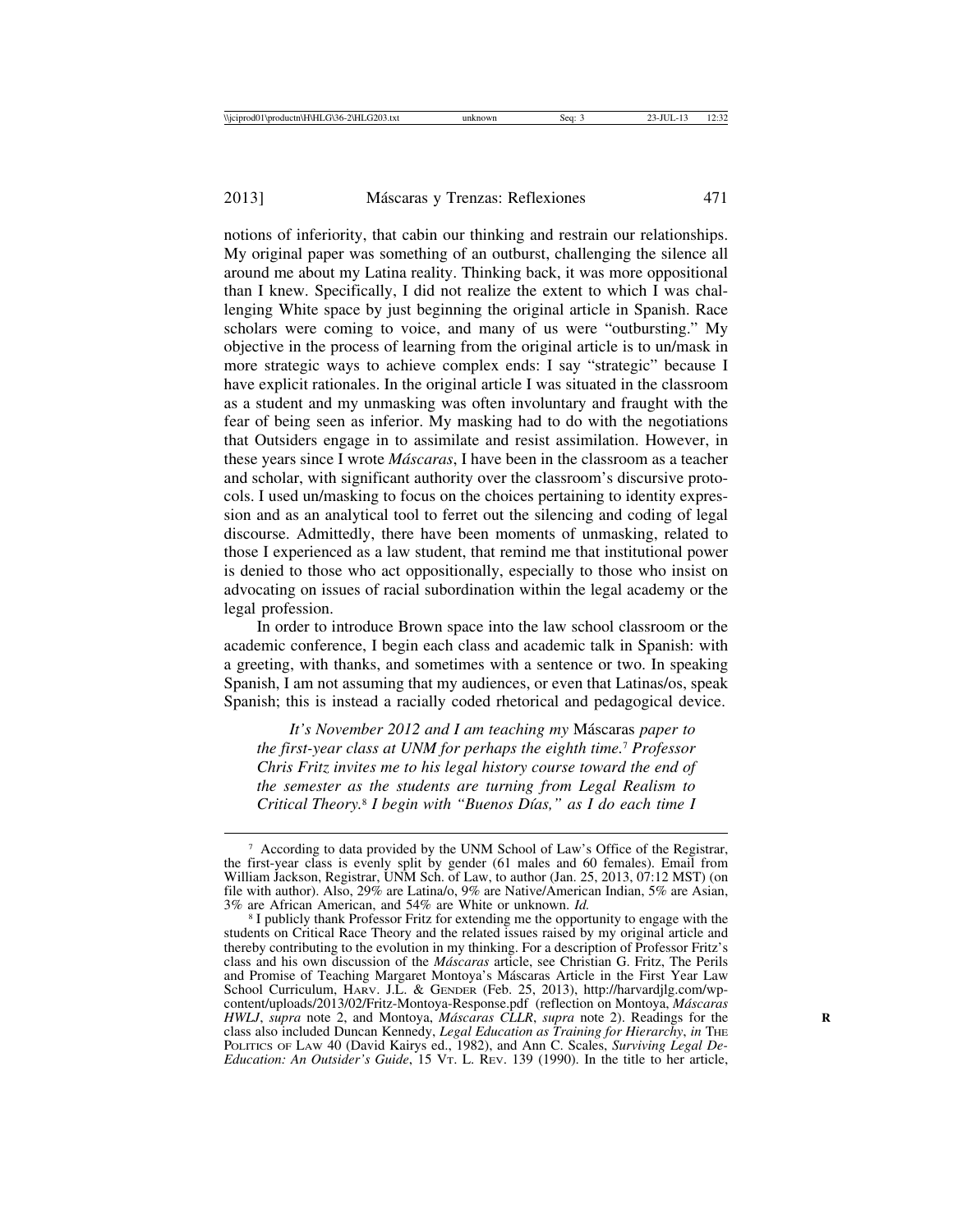notions of inferiority, that cabin our thinking and restrain our relationships. My original paper was something of an outburst, challenging the silence all around me about my Latina reality. Thinking back, it was more oppositional than I knew. Specifically, I did not realize the extent to which I was challenging White space by just beginning the original article in Spanish. Race scholars were coming to voice, and many of us were "outbursting." My objective in the process of learning from the original article is to un/mask in more strategic ways to achieve complex ends: I say "strategic" because I have explicit rationales. In the original article I was situated in the classroom as a student and my unmasking was often involuntary and fraught with the fear of being seen as inferior. My masking had to do with the negotiations that Outsiders engage in to assimilate and resist assimilation. However, in these years since I wrote *Máscaras*, I have been in the classroom as a teacher and scholar, with significant authority over the classroom's discursive protocols. I used un/masking to focus on the choices pertaining to identity expression and as an analytical tool to ferret out the silencing and coding of legal discourse. Admittedly, there have been moments of unmasking, related to those I experienced as a law student, that remind me that institutional power is denied to those who act oppositionally, especially to those who insist on advocating on issues of racial subordination within the legal academy or the legal profession.

In order to introduce Brown space into the law school classroom or the academic conference, I begin each class and academic talk in Spanish: with a greeting, with thanks, and sometimes with a sentence or two. In speaking Spanish, I am not assuming that my audiences, or even that Latinas/os, speak Spanish; this is instead a racially coded rhetorical and pedagogical device.

> *It's November 2012 and I am teaching my* Máscaras *paper to the first-year class at UNM for perhaps the eighth time.*[7] *Professor Chris Fritz invites me to his legal history course toward the end of the semester as the students are turning from Legal Realism to Critical Theory.*[8] *I begin with "Buenos Días," as I do each time I*

---

[7] According to data provided by the UNM School of Law's Office of the Registrar, the first-year class is evenly split by gender (61 males and 60 females). Email from William Jackson, Registrar, UNM Sch. of Law, to author (Jan. 25, 2013, 07:12 MST) (on file with author). Also, 29% are Latina/o, 9% are Native/American Indian, 5% are Asian, 3% are African American, and 54% are White or unknown. *Id.*

[8] I publicly thank Professor Fritz for extending me the opportunity to engage with the students on Critical Race Theory and the related issues raised by my original article and thereby contributing to the evolution in my thinking. For a description of Professor Fritz's class and his own discussion of the *Máscaras* article, see Christian G. Fritz, The Perils and Promise of Teaching Margaret Montoya's Máscaras Article in the First Year Law School Curriculum, HARV. J.L. & GENDER (Feb. 25, 2013), http://harvardjlg.com/wp-content/uploads/2013/02/Fritz-Montoya-Response.pdf (reflection on Montoya, *Máscaras HWLJ*, *supra* note 2, and Montoya, *Máscaras CLLR*, *supra* note 2). Readings for the class also included Duncan Kennedy, *Legal Education as Training for Hierarchy*, *in* THE POLITICS OF LAW 40 (David Kairys ed., 1982), and Ann C. Scales, *Surviving Legal De-Education: An Outsider's Guide*, 15 VT. L. REV. 139 (1990). In the title to her article,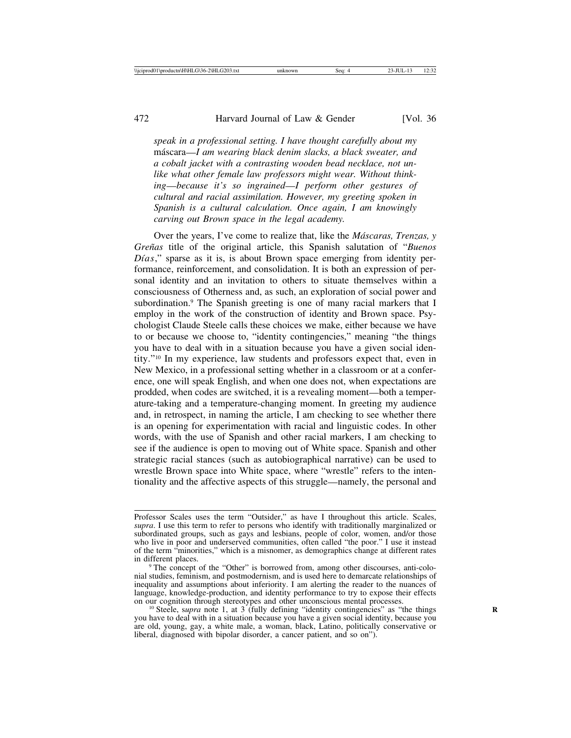*speak in a professional setting. I have thought carefully about my* máscara*—I am wearing black denim slacks, a black sweater, and a cobalt jacket with a contrasting wooden bead necklace, not unlike what other female law professors might wear. Without thinking—because it's so ingrained—I perform other gestures of cultural and racial assimilation. However, my greeting spoken in Spanish is a cultural calculation. Once again, I am knowingly carving out Brown space in the legal academy.*

Over the years, I've come to realize that, like the *Máscaras, Trenzas, y Greñas* title of the original article, this Spanish salutation of "*Buenos Días*," sparse as it is, is about Brown space emerging from identity performance, reinforcement, and consolidation. It is both an expression of personal identity and an invitation to others to situate themselves within a consciousness of Otherness and, as such, an exploration of social power and subordination.[9] The Spanish greeting is one of many racial markers that I employ in the work of the construction of identity and Brown space. Psychologist Claude Steele calls these choices we make, either because we have to or because we choose to, "identity contingencies," meaning "the things you have to deal with in a situation because you have a given social identity."[10] In my experience, law students and professors expect that, even in New Mexico, in a professional setting whether in a classroom or at a conference, one will speak English, and when one does not, when expectations are prodded, when codes are switched, it is a revealing moment—both a temperature-taking and a temperature-changing moment. In greeting my audience and, in retrospect, in naming the article, I am checking to see whether there is an opening for experimentation with racial and linguistic codes. In other words, with the use of Spanish and other racial markers, I am checking to see if the audience is open to moving out of White space. Spanish and other strategic racial stances (such as autobiographical narrative) can be used to wrestle Brown space into White space, where "wrestle" refers to the intentionality and the affective aspects of this struggle—namely, the personal and

---

Professor Scales uses the term "Outsider," as have I throughout this article. Scales, *supra*. I use this term to refer to persons who identify with traditionally marginalized or subordinated groups, such as gays and lesbians, people of color, women, and/or those who live in poor and underserved communities, often called "the poor." I use it instead of the term "minorities," which is a misnomer, as demographics change at different rates in different places.

[9] The concept of the "Other" is borrowed from, among other discourses, anti-colonial studies, feminism, and postmodernism, and is used here to demarcate relationships of inequality and assumptions about inferiority. I am alerting the reader to the nuances of language, knowledge-production, and identity performance to try to expose their effects on our cognition through stereotypes and other unconscious mental processes.

[10] Steele, s*upra* note 1, at 3 (fully defining "identity contingencies" as "the things you have to deal with in a situation because you have a given social identity, because you are old, young, gay, a white male, a woman, black, Latino, politically conservative or liberal, diagnosed with bipolar disorder, a cancer patient, and so on").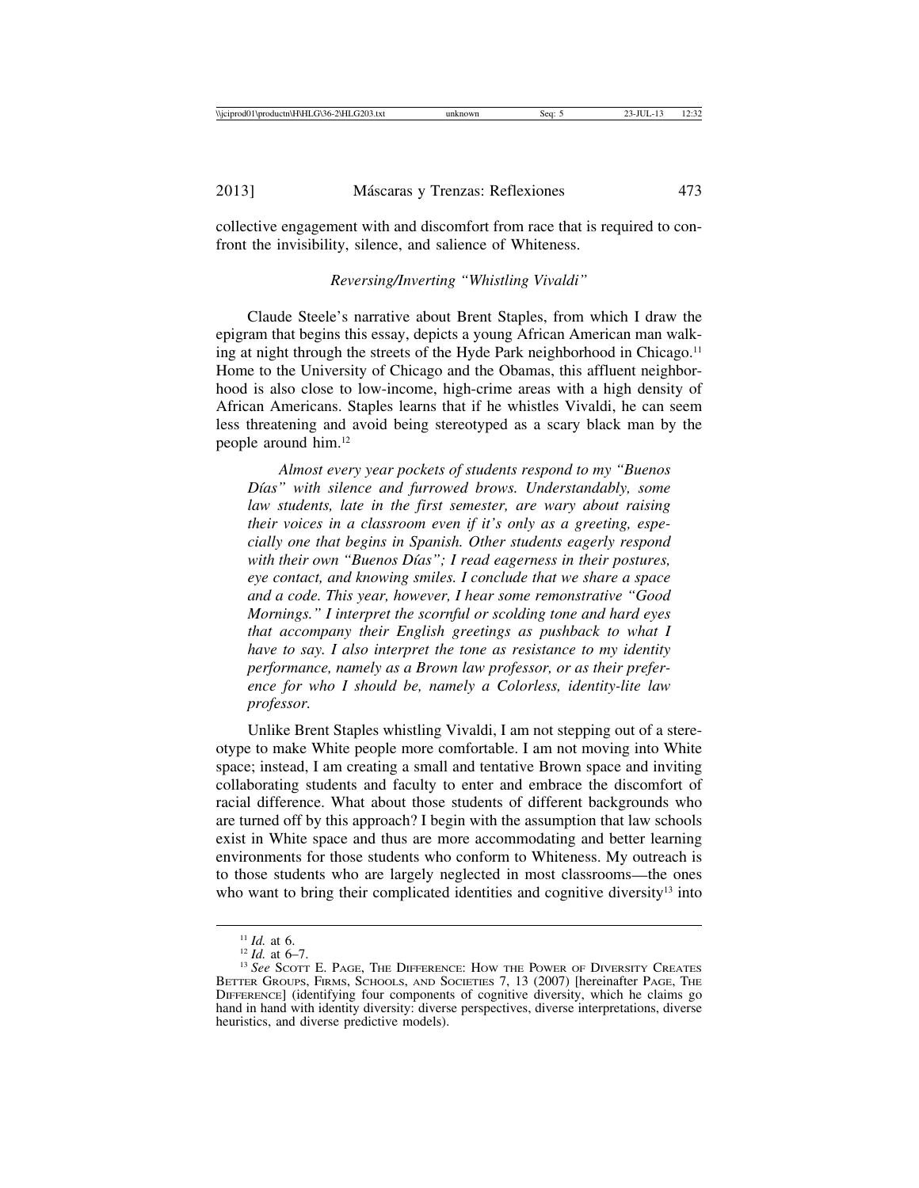collective engagement with and discomfort from race that is required to confront the invisibility, silence, and salience of Whiteness.

### *Reversing/Inverting "Whistling Vivaldi"*

Claude Steele's narrative about Brent Staples, from which I draw the epigram that begins this essay, depicts a young African American man walking at night through the streets of the Hyde Park neighborhood in Chicago.[11] Home to the University of Chicago and the Obamas, this affluent neighborhood is also close to low-income, high-crime areas with a high density of African Americans. Staples learns that if he whistles Vivaldi, he can seem less threatening and avoid being stereotyped as a scary black man by the people around him.[12]

> *Almost every year pockets of students respond to my "Buenos Días" with silence and furrowed brows. Understandably, some law students, late in the first semester, are wary about raising their voices in a classroom even if it's only as a greeting, especially one that begins in Spanish. Other students eagerly respond with their own "Buenos Días"; I read eagerness in their postures, eye contact, and knowing smiles. I conclude that we share a space and a code. This year, however, I hear some remonstrative "Good Mornings." I interpret the scornful or scolding tone and hard eyes that accompany their English greetings as pushback to what I have to say. I also interpret the tone as resistance to my identity performance, namely as a Brown law professor, or as their preference for who I should be, namely a Colorless, identity-lite law professor.*

Unlike Brent Staples whistling Vivaldi, I am not stepping out of a stereotype to make White people more comfortable. I am not moving into White space; instead, I am creating a small and tentative Brown space and inviting collaborating students and faculty to enter and embrace the discomfort of racial difference. What about those students of different backgrounds who are turned off by this approach? I begin with the assumption that law schools exist in White space and thus are more accommodating and better learning environments for those students who conform to Whiteness. My outreach is to those students who are largely neglected in most classrooms—the ones who want to bring their complicated identities and cognitive diversity[13] into

---

[11] *Id.* at 6.

[12] *Id.* at 6–7.

[13] *See* Scott E. Page, The Difference: How the Power of Diversity Creates Better Groups, Firms, Schools, and Societies 7, 13 (2007) [hereinafter Page, The Difference] (identifying four components of cognitive diversity, which he claims go hand in hand with identity diversity: diverse perspectives, diverse interpretations, diverse heuristics, and diverse predictive models).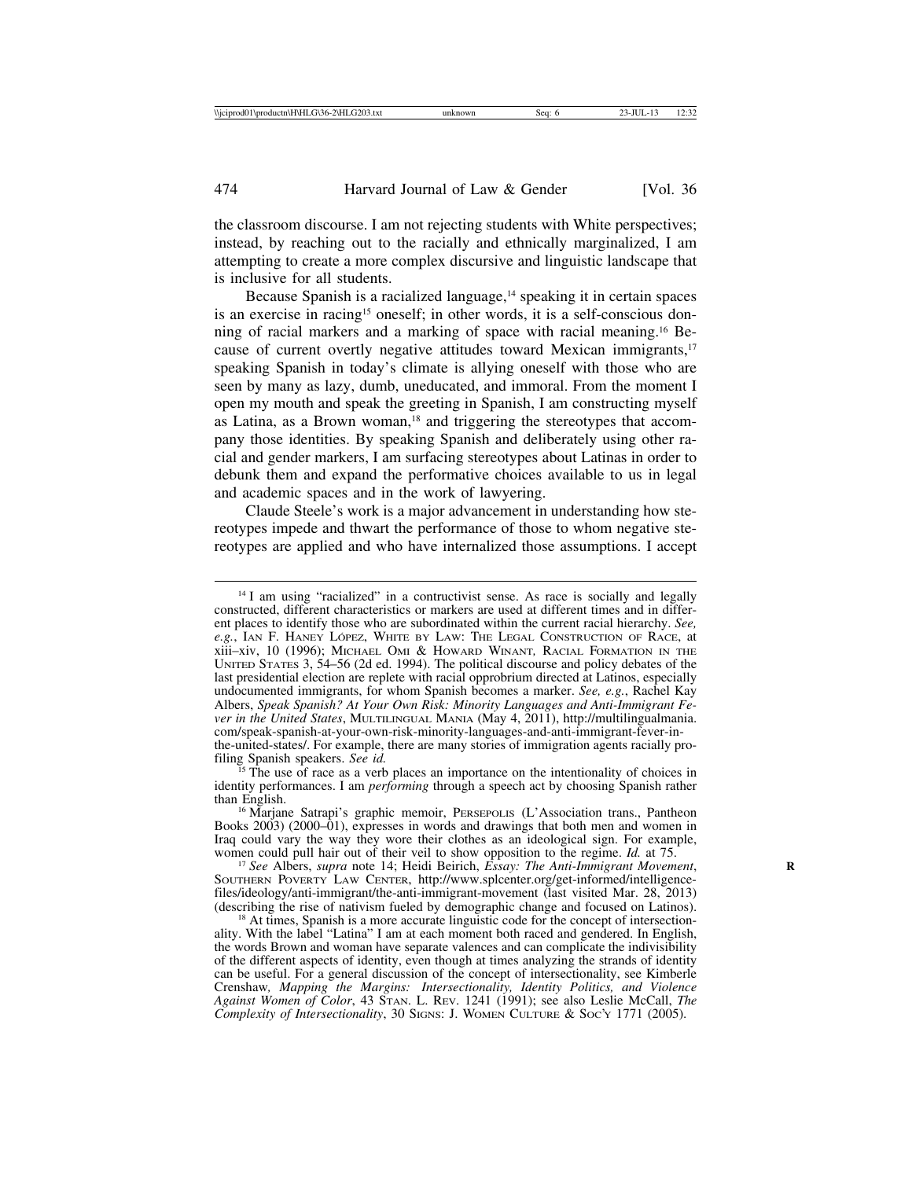the classroom discourse. I am not rejecting students with White perspectives; instead, by reaching out to the racially and ethnically marginalized, I am attempting to create a more complex discursive and linguistic landscape that is inclusive for all students.

Because Spanish is a racialized language,[14] speaking it in certain spaces is an exercise in racing[15] oneself; in other words, it is a self-conscious donning of racial markers and a marking of space with racial meaning.[16] Because of current overtly negative attitudes toward Mexican immigrants,[17] speaking Spanish in today's climate is allying oneself with those who are seen by many as lazy, dumb, uneducated, and immoral. From the moment I open my mouth and speak the greeting in Spanish, I am constructing myself as Latina, as a Brown woman,[18] and triggering the stereotypes that accompany those identities. By speaking Spanish and deliberately using other racial and gender markers, I am surfacing stereotypes about Latinas in order to debunk them and expand the performative choices available to us in legal and academic spaces and in the work of lawyering.

Claude Steele's work is a major advancement in understanding how stereotypes impede and thwart the performance of those to whom negative stereotypes are applied and who have internalized those assumptions. I accept

---

[14] I am using "racialized" in a contructivist sense. As race is socially and legally constructed, different characteristics or markers are used at different times and in different places to identify those who are subordinated within the current racial hierarchy. *See, e.g.*, Ian F. Haney López, White by Law: The Legal Construction of Race, at xiii–xiv, 10 (1996); Michael Omi & Howard Winant, Racial Formation in the United States 3, 54–56 (2d ed. 1994). The political discourse and policy debates of the last presidential election are replete with racial opprobrium directed at Latinos, especially undocumented immigrants, for whom Spanish becomes a marker. *See, e.g.*, Rachel Kay Albers, *Speak Spanish? At Your Own Risk: Minority Languages and Anti-Immigrant Fever in the United States*, Multilingual Mania (May 4, 2011), http://multilingualmania.com/speak-spanish-at-your-own-risk-minority-languages-and-anti-immigrant-fever-in-the-united-states/. For example, there are many stories of immigration agents racially profiling Spanish speakers. *See id.*

[15] The use of race as a verb places an importance on the intentionality of choices in identity performances. I am *performing* through a speech act by choosing Spanish rather than English.

[16] Marjane Satrapi's graphic memoir, Persepolis (L'Association trans., Pantheon Books 2003) (2000–01), expresses in words and drawings that both men and women in Iraq could vary the way they wore their clothes as an ideological sign. For example, women could pull hair out of their veil to show opposition to the regime. *Id.* at 75.

[17] *See* Albers, *supra* note 14; Heidi Beirich, *Essay: The Anti-Immigrant Movement*, Southern Poverty Law Center, http://www.splcenter.org/get-informed/intelligence-files/ideology/anti-immigrant/the-anti-immigrant-movement (last visited Mar. 28, 2013) (describing the rise of nativism fueled by demographic change and focused on Latinos).

[18] At times, Spanish is a more accurate linguistic code for the concept of intersectionality. With the label "Latina" I am at each moment both raced and gendered. In English, the words Brown and woman have separate valences and can complicate the indivisibility of the different aspects of identity, even though at times analyzing the strands of identity can be useful. For a general discussion of the concept of intersectionality, see Kimberle Crenshaw, *Mapping the Margins: Intersectionality, Identity Politics, and Violence Against Women of Color*, 43 Stan. L. Rev. 1241 (1991); see also Leslie McCall, *The Complexity of Intersectionality*, 30 Signs: J. Women Culture & Soc'y 1771 (2005).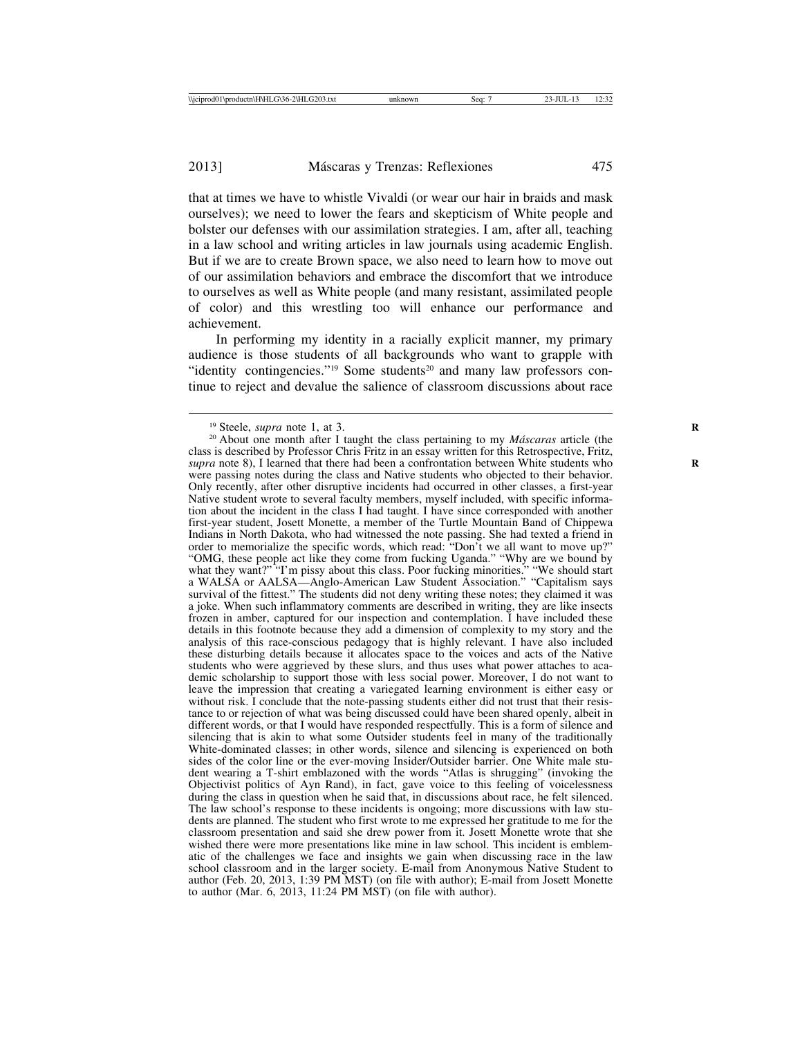that at times we have to whistle Vivaldi (or wear our hair in braids and mask ourselves); we need to lower the fears and skepticism of White people and bolster our defenses with our assimilation strategies. I am, after all, teaching in a law school and writing articles in law journals using academic English. But if we are to create Brown space, we also need to learn how to move out of our assimilation behaviors and embrace the discomfort that we introduce to ourselves as well as White people (and many resistant, assimilated people of color) and this wrestling too will enhance our performance and achievement.

In performing my identity in a racially explicit manner, my primary audience is those students of all backgrounds who want to grapple with "identity contingencies."[19] Some students[20] and many law professors continue to reject and devalue the salience of classroom discussions about race

---

[19] Steele, *supra* note 1, at 3.

[20] About one month after I taught the class pertaining to my *Máscaras* article (the class is described by Professor Chris Fritz in an essay written for this Retrospective, Fritz, *supra* note 8), I learned that there had been a confrontation between White students who were passing notes during the class and Native students who objected to their behavior. Only recently, after other disruptive incidents had occurred in other classes, a first-year Native student wrote to several faculty members, myself included, with specific information about the incident in the class I had taught. I have since corresponded with another first-year student, Josett Monette, a member of the Turtle Mountain Band of Chippewa Indians in North Dakota, who had witnessed the note passing. She had texted a friend in order to memorialize the specific words, which read: "Don't we all want to move up?" "OMG, these people act like they come from fucking Uganda." "Why are we bound by what they want?" "I'm pissy about this class. Poor fucking minorities." "We should start a WALSA or AALSA—Anglo-American Law Student Association." "Capitalism says survival of the fittest." The students did not deny writing these notes; they claimed it was a joke. When such inflammatory comments are described in writing, they are like insects frozen in amber, captured for our inspection and contemplation. I have included these details in this footnote because they add a dimension of complexity to my story and the analysis of this race-conscious pedagogy that is highly relevant. I have also included these disturbing details because it allocates space to the voices and acts of the Native students who were aggrieved by these slurs, and thus uses what power attaches to academic scholarship to support those with less social power. Moreover, I do not want to leave the impression that creating a variegated learning environment is either easy or without risk. I conclude that the note-passing students either did not trust that their resistance to or rejection of what was being discussed could have been shared openly, albeit in different words, or that I would have responded respectfully. This is a form of silence and silencing that is akin to what some Outsider students feel in many of the traditionally White-dominated classes; in other words, silence and silencing is experienced on both sides of the color line or the ever-moving Insider/Outsider barrier. One White male student wearing a T-shirt emblazoned with the words "Atlas is shrugging" (invoking the Objectivist politics of Ayn Rand), in fact, gave voice to this feeling of voicelessness during the class in question when he said that, in discussions about race, he felt silenced. The law school's response to these incidents is ongoing; more discussions with law students are planned. The student who first wrote to me expressed her gratitude to me for the classroom presentation and said she drew power from it. Josett Monette wrote that she wished there were more presentations like mine in law school. This incident is emblematic of the challenges we face and insights we gain when discussing race in the law school classroom and in the larger society. E-mail from Anonymous Native Student to author (Feb. 20, 2013, 1:39 PM MST) (on file with author); E-mail from Josett Monette to author (Mar. 6, 2013, 11:24 PM MST) (on file with author).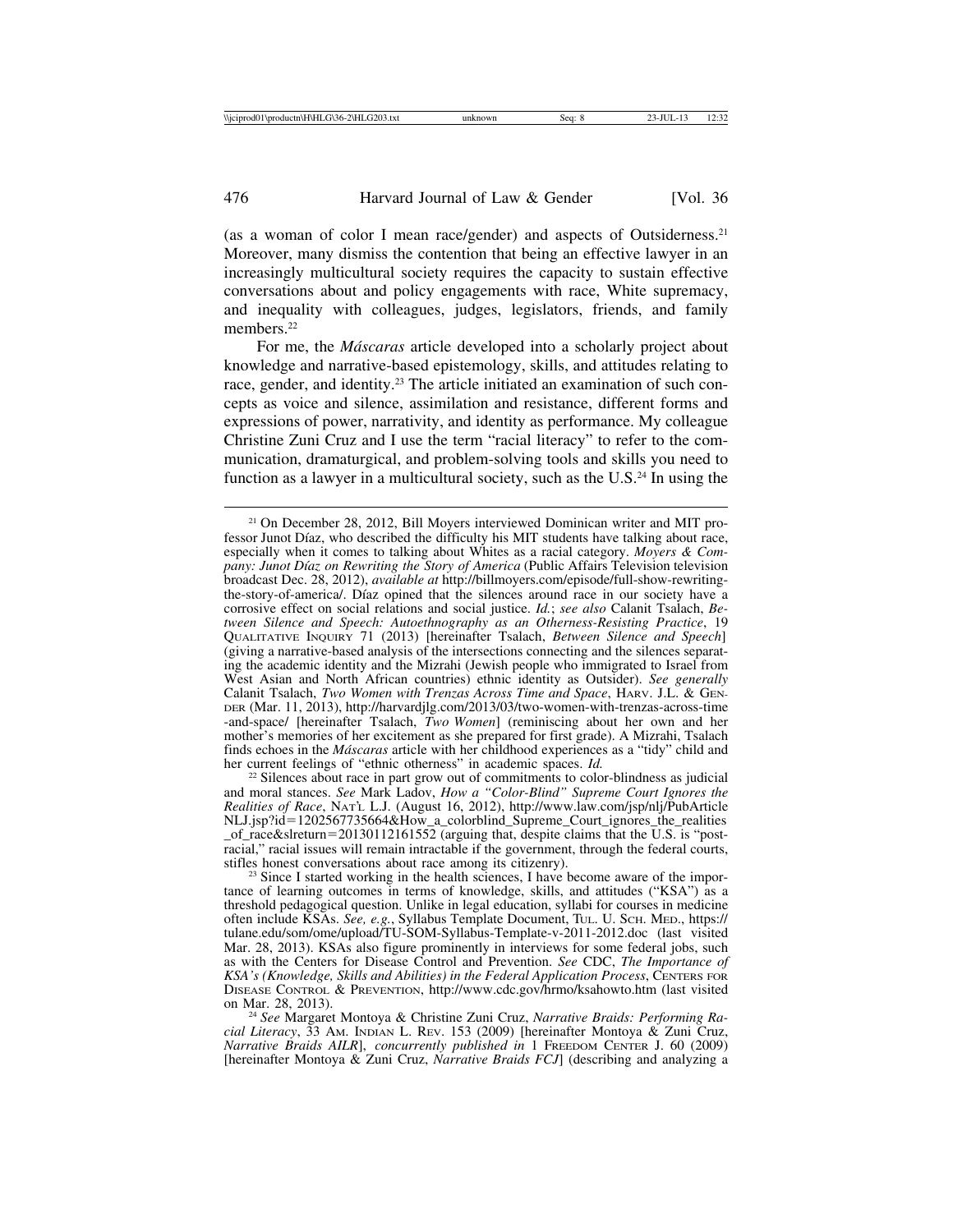(as a woman of color I mean race/gender) and aspects of Outsiderness.[21] Moreover, many dismiss the contention that being an effective lawyer in an increasingly multicultural society requires the capacity to sustain effective conversations about and policy engagements with race, White supremacy, and inequality with colleagues, judges, legislators, friends, and family members.[22]

For me, the *Máscaras* article developed into a scholarly project about knowledge and narrative-based epistemology, skills, and attitudes relating to race, gender, and identity.[23] The article initiated an examination of such concepts as voice and silence, assimilation and resistance, different forms and expressions of power, narrativity, and identity as performance. My colleague Christine Zuni Cruz and I use the term "racial literacy" to refer to the communication, dramaturgical, and problem-solving tools and skills you need to function as a lawyer in a multicultural society, such as the U.S.[24] In using the

---

[21] On December 28, 2012, Bill Moyers interviewed Dominican writer and MIT professor Junot Díaz, who described the difficulty his MIT students have talking about race, especially when it comes to talking about Whites as a racial category. *Moyers & Company: Junot Díaz on Rewriting the Story of America* (Public Affairs Television television broadcast Dec. 28, 2012), *available at* http://billmoyers.com/episode/full-show-rewriting-the-story-of-america/. Díaz opined that the silences around race in our society have a corrosive effect on social relations and social justice. *Id.*; *see also* Calanit Tsalach, *Between Silence and Speech: Autoethnography as an Otherness-Resisting Practice*, 19 QUALITATIVE INQUIRY 71 (2013) [hereinafter Tsalach, *Between Silence and Speech*] (giving a narrative-based analysis of the intersections connecting and the silences separating the academic identity and the Mizrahi (Jewish people who immigrated to Israel from West Asian and North African countries) ethnic identity as Outsider). *See generally* Calanit Tsalach, *Two Women with Trenzas Across Time and Space*, HARV. J.L. & GENDER (Mar. 11, 2013), http://harvardjlg.com/2013/03/two-women-with-trenzas-across-time-and-space/ [hereinafter Tsalach, *Two Women*] (reminiscing about her own and her mother's memories of her excitement as she prepared for first grade). A Mizrahi, Tsalach finds echoes in the *Máscaras* article with her childhood experiences as a "tidy" child and her current feelings of "ethnic otherness" in academic spaces. *Id.*

[22] Silences about race in part grow out of commitments to color-blindness as judicial and moral stances. *See* Mark Ladov, *How a "Color-Blind" Supreme Court Ignores the Realities of Race*, NAT'L L.J. (August 16, 2012), http://www.law.com/jsp/nlj/PubArticleNLJ.jsp?id=1202567735664&How_a_colorblind_Supreme_Court_ignores_the_realities_of_race&slreturn=20130112161552 (arguing that, despite claims that the U.S. is "post-racial," racial issues will remain intractable if the government, through the federal courts, stifles honest conversations about race among its citizenry).

[23] Since I started working in the health sciences, I have become aware of the importance of learning outcomes in terms of knowledge, skills, and attitudes ("KSA") as a threshold pedagogical question. Unlike in legal education, syllabi for courses in medicine often include KSAs. *See, e.g.*, Syllabus Template Document, TUL. U. SCH. MED., https://tulane.edu/som/ome/upload/TU-SOM-Syllabus-Template-v-2011-2012.doc (last visited Mar. 28, 2013). KSAs also figure prominently in interviews for some federal jobs, such as with the Centers for Disease Control and Prevention. *See* CDC, *The Importance of KSA's (Knowledge, Skills and Abilities) in the Federal Application Process*, CENTERS FOR DISEASE CONTROL & PREVENTION, http://www.cdc.gov/hrmo/ksahowto.htm (last visited on Mar. 28, 2013).

[24] *See* Margaret Montoya & Christine Zuni Cruz, *Narrative Braids: Performing Racial Literacy*, 33 AM. INDIAN L. REV. 153 (2009) [hereinafter Montoya & Zuni Cruz, *Narrative Braids AILR*], *concurrently published in* 1 FREEDOM CENTER J. 60 (2009) [hereinafter Montoya & Zuni Cruz, *Narrative Braids FCJ*] (describing and analyzing a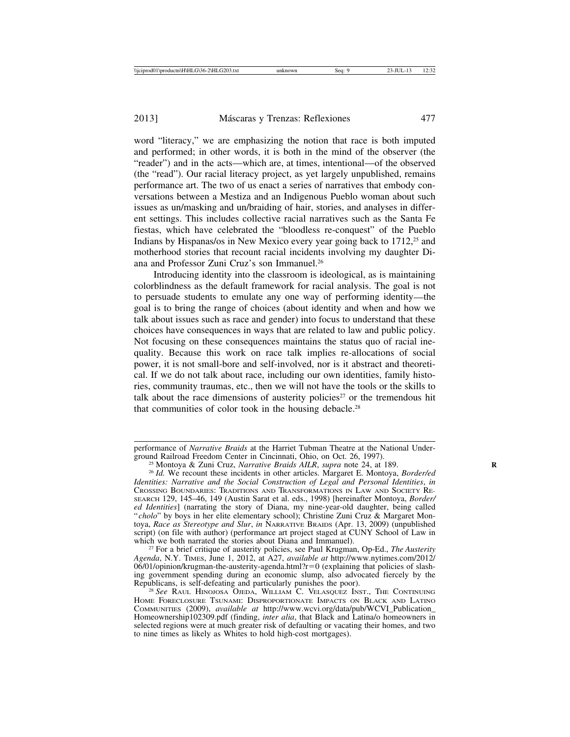word "literacy," we are emphasizing the notion that race is both imputed and performed; in other words, it is both in the mind of the observer (the "reader") and in the acts—which are, at times, intentional—of the observed (the "read"). Our racial literacy project, as yet largely unpublished, remains performance art. The two of us enact a series of narratives that embody conversations between a Mestiza and an Indigenous Pueblo woman about such issues as un/masking and un/braiding of hair, stories, and analyses in different settings. This includes collective racial narratives such as the Santa Fe fiestas, which have celebrated the "bloodless re-conquest" of the Pueblo Indians by Hispanas/os in New Mexico every year going back to 1712,[25] and motherhood stories that recount racial incidents involving my daughter Diana and Professor Zuni Cruz's son Immanuel.[26]

Introducing identity into the classroom is ideological, as is maintaining colorblindness as the default framework for racial analysis. The goal is not to persuade students to emulate any one way of performing identity—the goal is to bring the range of choices (about identity and when and how we talk about issues such as race and gender) into focus to understand that these choices have consequences in ways that are related to law and public policy. Not focusing on these consequences maintains the status quo of racial inequality. Because this work on race talk implies re-allocations of social power, it is not small-bore and self-involved, nor is it abstract and theoretical. If we do not talk about race, including our own identities, family histories, community traumas, etc., then we will not have the tools or the skills to talk about the race dimensions of austerity policies[27] or the tremendous hit that communities of color took in the housing debacle.[28]

---

performance of *Narrative Braids* at the Harriet Tubman Theatre at the National Underground Railroad Freedom Center in Cincinnati, Ohio, on Oct. 26, 1997).

[25] Montoya & Zuni Cruz, *Narrative Braids AILR*, *supra* note 24, at 189.

[26] *Id.* We recount these incidents in other articles. Margaret E. Montoya, *Border/ed Identities: Narrative and the Social Construction of Legal and Personal Identities*, *in* CROSSING BOUNDARIES: TRADITIONS AND TRANSFORMATIONS IN LAW AND SOCIETY RESEARCH 129, 145–46, 149 (Austin Sarat et al. eds., 1998) [hereinafter Montoya, *Border/ed Identities*] (narrating the story of Diana, my nine-year-old daughter, being called "*cholo*" by boys in her elite elementary school); Christine Zuni Cruz & Margaret Montoya, *Race as Stereotype and Slur*, *in* NARRATIVE BRAIDS (Apr. 13, 2009) (unpublished script) (on file with author) (performance art project staged at CUNY School of Law in which we both narrated the stories about Diana and Immanuel).

[27] For a brief critique of austerity policies, see Paul Krugman, Op-Ed., *The Austerity Agenda*, N.Y. TIMES, June 1, 2012, at A27, *available at* http://www.nytimes.com/2012/06/01/opinion/krugman-the-austerity-agenda.html?r=0 (explaining that policies of slashing government spending during an economic slump, also advocated fiercely by the Republicans, is self-defeating and particularly punishes the poor).

[28] *See* RAUL HINOJOSA OJEDA, WILLIAM C. VELASQUEZ INST., THE CONTINUING HOME FORECLOSURE TSUNAMI: DISPROPORTIONATE IMPACTS ON BLACK AND LATINO COMMUNITIES (2009), *available at* http://www.wcvi.org/data/pub/WCVI_Publication_Homeownership102309.pdf (finding, *inter alia*, that Black and Latina/o homeowners in selected regions were at much greater risk of defaulting or vacating their homes, and two to nine times as likely as Whites to hold high-cost mortgages).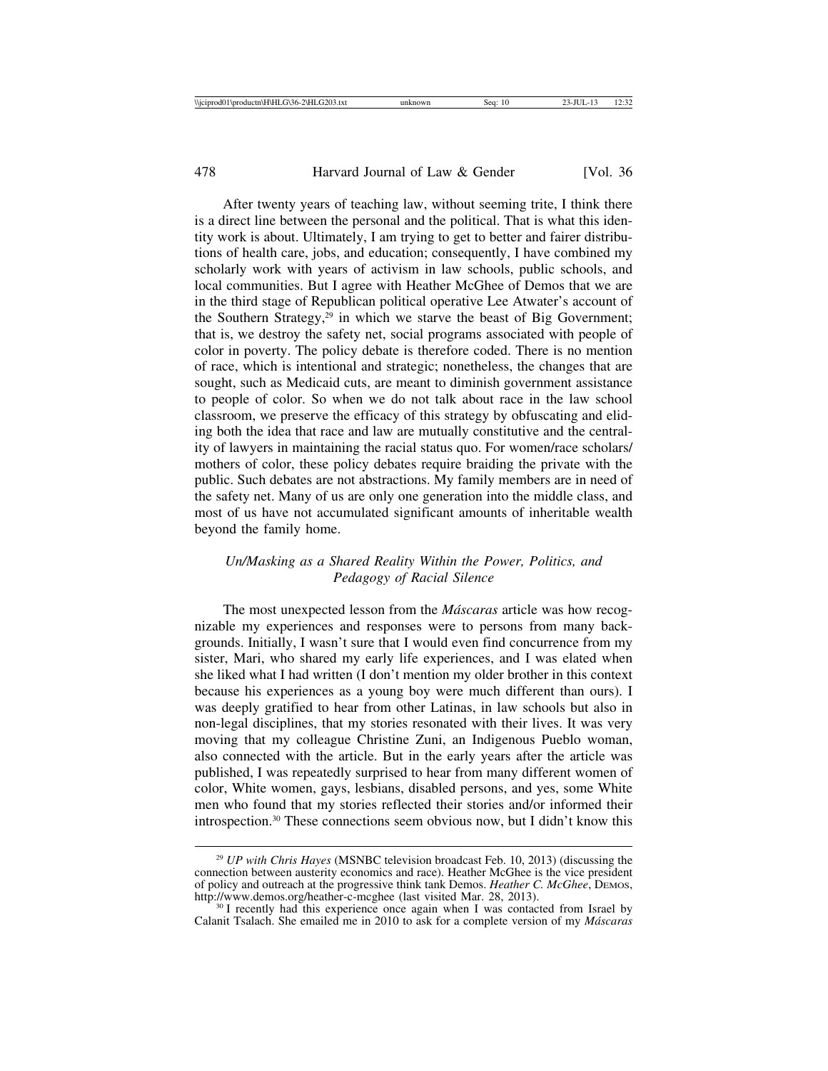After twenty years of teaching law, without seeming trite, I think there is a direct line between the personal and the political. That is what this identity work is about. Ultimately, I am trying to get to better and fairer distributions of health care, jobs, and education; consequently, I have combined my scholarly work with years of activism in law schools, public schools, and local communities. But I agree with Heather McGhee of Demos that we are in the third stage of Republican political operative Lee Atwater's account of the Southern Strategy,[29] in which we starve the beast of Big Government; that is, we destroy the safety net, social programs associated with people of color in poverty. The policy debate is therefore coded. There is no mention of race, which is intentional and strategic; nonetheless, the changes that are sought, such as Medicaid cuts, are meant to diminish government assistance to people of color. So when we do not talk about race in the law school classroom, we preserve the efficacy of this strategy by obfuscating and eliding both the idea that race and law are mutually constitutive and the centrality of lawyers in maintaining the racial status quo. For women/race scholars/mothers of color, these policy debates require braiding the private with the public. Such debates are not abstractions. My family members are in need of the safety net. Many of us are only one generation into the middle class, and most of us have not accumulated significant amounts of inheritable wealth beyond the family home.

### *Un/Masking as a Shared Reality Within the Power, Politics, and Pedagogy of Racial Silence*

The most unexpected lesson from the *Máscaras* article was how recognizable my experiences and responses were to persons from many backgrounds. Initially, I wasn't sure that I would even find concurrence from my sister, Mari, who shared my early life experiences, and I was elated when she liked what I had written (I don't mention my older brother in this context because his experiences as a young boy were much different than ours). I was deeply gratified to hear from other Latinas, in law schools but also in non-legal disciplines, that my stories resonated with their lives. It was very moving that my colleague Christine Zuni, an Indigenous Pueblo woman, also connected with the article. But in the early years after the article was published, I was repeatedly surprised to hear from many different women of color, White women, gays, lesbians, disabled persons, and yes, some White men who found that my stories reflected their stories and/or informed their introspection.[30] These connections seem obvious now, but I didn't know this

---

[29] *UP with Chris Hayes* (MSNBC television broadcast Feb. 10, 2013) (discussing the connection between austerity economics and race). Heather McGhee is the vice president of policy and outreach at the progressive think tank Demos. *Heather C. McGhee*, Demos, http://www.demos.org/heather-c-mcghee (last visited Mar. 28, 2013).

[30] I recently had this experience once again when I was contacted from Israel by Calanit Tsalach. She emailed me in 2010 to ask for a complete version of my *Máscaras*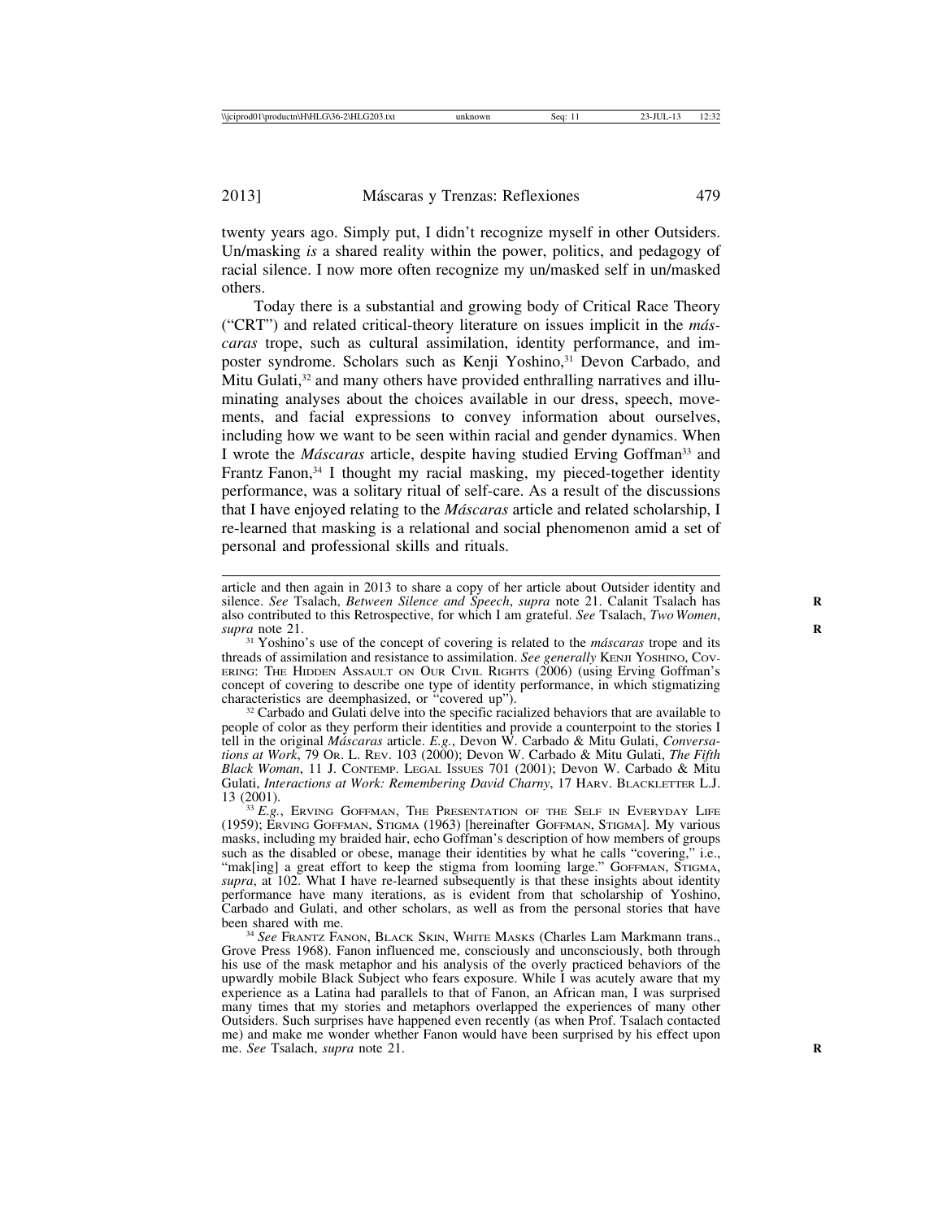twenty years ago. Simply put, I didn't recognize myself in other Outsiders. Un/masking *is* a shared reality within the power, politics, and pedagogy of racial silence. I now more often recognize my un/masked self in un/masked others.

Today there is a substantial and growing body of Critical Race Theory ("CRT") and related critical-theory literature on issues implicit in the *máscaras* trope, such as cultural assimilation, identity performance, and imposter syndrome. Scholars such as Kenji Yoshino,[31] Devon Carbado, and Mitu Gulati,[32] and many others have provided enthralling narratives and illuminating analyses about the choices available in our dress, speech, movements, and facial expressions to convey information about ourselves, including how we want to be seen within racial and gender dynamics. When I wrote the *Máscaras* article, despite having studied Erving Goffman[33] and Frantz Fanon,[34] I thought my racial masking, my pieced-together identity performance, was a solitary ritual of self-care. As a result of the discussions that I have enjoyed relating to the *Máscaras* article and related scholarship, I re-learned that masking is a relational and social phenomenon amid a set of personal and professional skills and rituals.

---

article and then again in 2013 to share a copy of her article about Outsider identity and silence. *See* Tsalach, *Between Silence and Speech*, *supra* note 21. Calanit Tsalach has also contributed to this Retrospective, for which I am grateful. *See* Tsalach, *Two Women*, *supra* note 21.

[31] Yoshino's use of the concept of covering is related to the *máscaras* trope and its threads of assimilation and resistance to assimilation. *See generally* KENJI YOSHINO, COVERING: THE HIDDEN ASSAULT ON OUR CIVIL RIGHTS (2006) (using Erving Goffman's concept of covering to describe one type of identity performance, in which stigmatizing characteristics are deemphasized, or "covered up").

[32] Carbado and Gulati delve into the specific racialized behaviors that are available to people of color as they perform their identities and provide a counterpoint to the stories I tell in the original *Máscaras* article. *E.g.*, Devon W. Carbado & Mitu Gulati, *Conversations at Work*, 79 OR. L. REV. 103 (2000); Devon W. Carbado & Mitu Gulati, *The Fifth Black Woman*, 11 J. CONTEMP. LEGAL ISSUES 701 (2001); Devon W. Carbado & Mitu Gulati, *Interactions at Work: Remembering David Charny*, 17 HARV. BLACKLETTER L.J. 13 (2001).

[33] *E.g.*, ERVING GOFFMAN, THE PRESENTATION OF THE SELF IN EVERYDAY LIFE (1959); ERVING GOFFMAN, STIGMA (1963) [hereinafter GOFFMAN, STIGMA]. My various masks, including my braided hair, echo Goffman's description of how members of groups such as the disabled or obese, manage their identities by what he calls "covering," i.e., "mak[ing] a great effort to keep the stigma from looming large." GOFFMAN, STIGMA, *supra*, at 102. What I have re-learned subsequently is that these insights about identity performance have many iterations, as is evident from that scholarship of Yoshino, Carbado and Gulati, and other scholars, as well as from the personal stories that have been shared with me.

[34] *See* FRANTZ FANON, BLACK SKIN, WHITE MASKS (Charles Lam Markmann trans., Grove Press 1968). Fanon influenced me, consciously and unconsciously, both through his use of the mask metaphor and his analysis of the overly practiced behaviors of the upwardly mobile Black Subject who fears exposure. While I was acutely aware that my experience as a Latina had parallels to that of Fanon, an African man, I was surprised many times that my stories and metaphors overlapped the experiences of many other Outsiders. Such surprises have happened even recently (as when Prof. Tsalach contacted me) and make me wonder whether Fanon would have been surprised by his effect upon me. *See* Tsalach, *supra* note 21.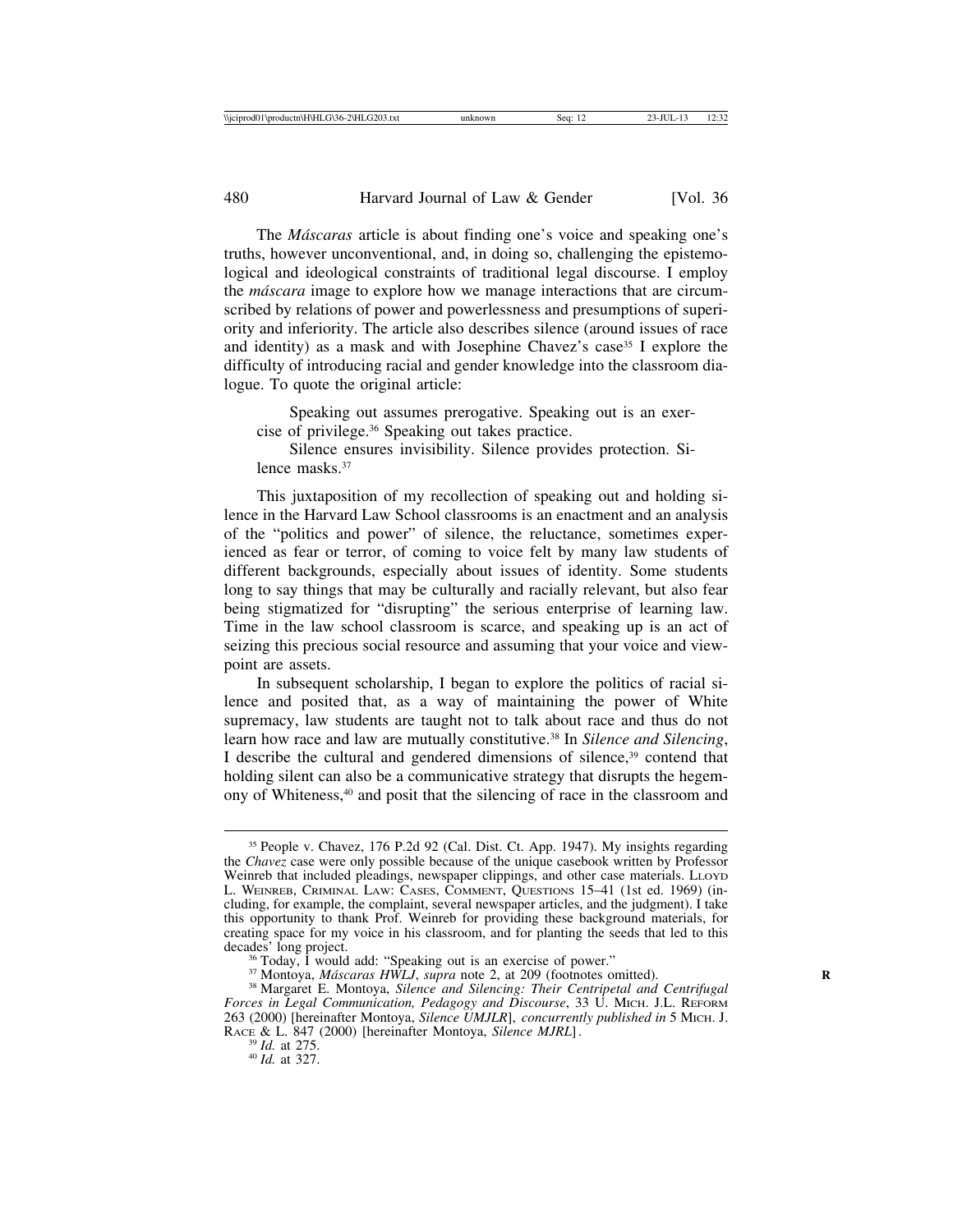The *Máscaras* article is about finding one's voice and speaking one's truths, however unconventional, and, in doing so, challenging the epistemological and ideological constraints of traditional legal discourse. I employ the *máscara* image to explore how we manage interactions that are circumscribed by relations of power and powerlessness and presumptions of superiority and inferiority. The article also describes silence (around issues of race and identity) as a mask and with Josephine Chavez's case[35] I explore the difficulty of introducing racial and gender knowledge into the classroom dialogue. To quote the original article:

> Speaking out assumes prerogative. Speaking out is an exercise of privilege.[36] Speaking out takes practice.
>
> Silence ensures invisibility. Silence provides protection. Silence masks.[37]

This juxtaposition of my recollection of speaking out and holding silence in the Harvard Law School classrooms is an enactment and an analysis of the "politics and power" of silence, the reluctance, sometimes experienced as fear or terror, of coming to voice felt by many law students of different backgrounds, especially about issues of identity. Some students long to say things that may be culturally and racially relevant, but also fear being stigmatized for "disrupting" the serious enterprise of learning law. Time in the law school classroom is scarce, and speaking up is an act of seizing this precious social resource and assuming that your voice and viewpoint are assets.

In subsequent scholarship, I began to explore the politics of racial silence and posited that, as a way of maintaining the power of White supremacy, law students are taught not to talk about race and thus do not learn how race and law are mutually constitutive.[38] In *Silence and Silencing*, I describe the cultural and gendered dimensions of silence,[39] contend that holding silent can also be a communicative strategy that disrupts the hegemony of Whiteness,[40] and posit that the silencing of race in the classroom and

---

[35] People v. Chavez, 176 P.2d 92 (Cal. Dist. Ct. App. 1947). My insights regarding the *Chavez* case were only possible because of the unique casebook written by Professor Weinreb that included pleadings, newspaper clippings, and other case materials. LLOYD L. WEINREB, CRIMINAL LAW: CASES, COMMENT, QUESTIONS 15–41 (1st ed. 1969) (including, for example, the complaint, several newspaper articles, and the judgment). I take this opportunity to thank Prof. Weinreb for providing these background materials, for creating space for my voice in his classroom, and for planting the seeds that led to this decades' long project.

[36] Today, I would add: "Speaking out is an exercise of power."

[37] Montoya, *Máscaras HWLJ*, *supra* note 2, at 209 (footnotes omitted).

[38] Margaret E. Montoya, *Silence and Silencing: Their Centripetal and Centrifugal Forces in Legal Communication, Pedagogy and Discourse*, 33 U. MICH. J.L. REFORM 263 (2000) [hereinafter Montoya, *Silence UMJLR*], *concurrently published in* 5 MICH. J. RACE & L. 847 (2000) [hereinafter Montoya, *Silence MJRL*].

[39] *Id.* at 275.

[40] *Id.* at 327.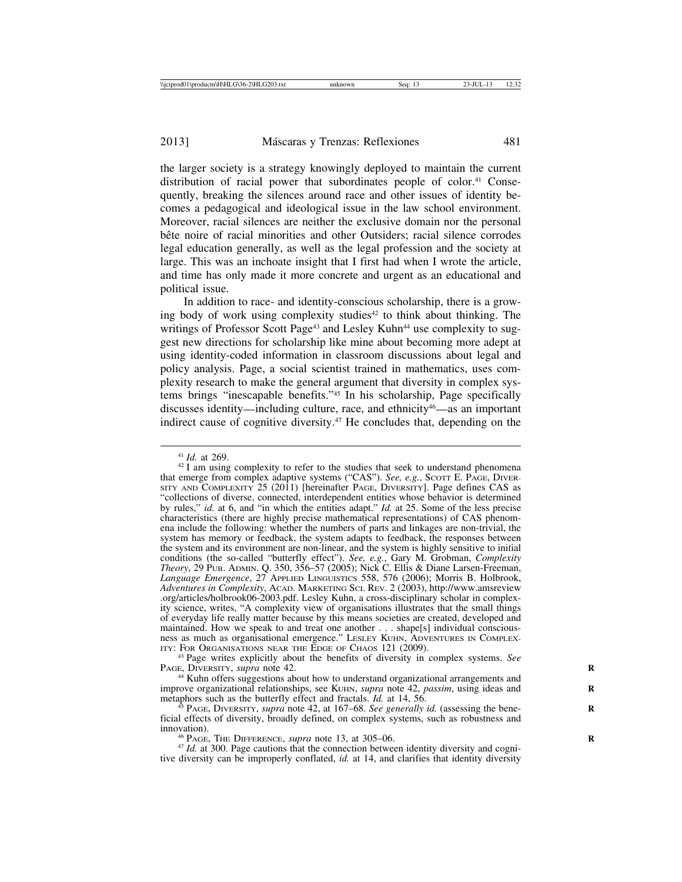the larger society is a strategy knowingly deployed to maintain the current distribution of racial power that subordinates people of color.[41] Consequently, breaking the silences around race and other issues of identity becomes a pedagogical and ideological issue in the law school environment. Moreover, racial silences are neither the exclusive domain nor the personal bête noire of racial minorities and other Outsiders; racial silence corrodes legal education generally, as well as the legal profession and the society at large. This was an inchoate insight that I first had when I wrote the article, and time has only made it more concrete and urgent as an educational and political issue.

In addition to race- and identity-conscious scholarship, there is a growing body of work using complexity studies[42] to think about thinking. The writings of Professor Scott Page[43] and Lesley Kuhn[44] use complexity to suggest new directions for scholarship like mine about becoming more adept at using identity-coded information in classroom discussions about legal and policy analysis. Page, a social scientist trained in mathematics, uses complexity research to make the general argument that diversity in complex systems brings "inescapable benefits."[45] In his scholarship, Page specifically discusses identity—including culture, race, and ethnicity[46]—as an important indirect cause of cognitive diversity.[47] He concludes that, depending on the

---

[41] *Id.* at 269.

[42] I am using complexity to refer to the studies that seek to understand phenomena that emerge from complex adaptive systems ("CAS"). *See, e.g.*, SCOTT E. PAGE, DIVERSITY AND COMPLEXITY 25 (2011) [hereinafter PAGE, DIVERSITY]. Page defines CAS as "collections of diverse, connected, interdependent entities whose behavior is determined by rules," *id.* at 6, and "in which the entities adapt." *Id.* at 25. Some of the less precise characteristics (there are highly precise mathematical representations) of CAS phenomena include the following: whether the numbers of parts and linkages are non-trivial, the system has memory or feedback, the system adapts to feedback, the responses between the system and its environment are non-linear, and the system is highly sensitive to initial conditions (the so-called "butterfly effect"). *See, e.g.*, Gary M. Grobman, *Complexity Theory*, 29 PUB. ADMIN. Q. 350, 356–57 (2005); Nick C. Ellis & Diane Larsen-Freeman, *Language Emergence*, 27 APPLIED LINGUISTICS 558, 576 (2006); Morris B. Holbrook, *Adventures in Complexity*, ACAD. MARKETING SCI. REV. 2 (2003), http://www.amsreview.org/articles/holbrook06-2003.pdf. Lesley Kuhn, a cross-disciplinary scholar in complexity science, writes, "A complexity view of organisations illustrates that the small things of everyday life really matter because by this means societies are created, developed and maintained. How we speak to and treat one another . . . shape[s] individual consciousness as much as organisational emergence." LESLEY KUHN, ADVENTURES IN COMPLEXITY: FOR ORGANISATIONS NEAR THE EDGE OF CHAOS 121 (2009).

[43] Page writes explicitly about the benefits of diversity in complex systems. *See* PAGE, DIVERSITY, *supra* note 42.

[44] Kuhn offers suggestions about how to understand organizational arrangements and improve organizational relationships, see KUHN, *supra* note 42, *passim*, using ideas and metaphors such as the butterfly effect and fractals. *Id.* at 14, 56.

[45] PAGE, DIVERSITY, *supra* note 42, at 167–68. *See generally id.* (assessing the beneficial effects of diversity, broadly defined, on complex systems, such as robustness and innovation).

[46] PAGE, THE DIFFERENCE, *supra* note 13, at 305–06.

[47] *Id.* at 300. Page cautions that the connection between identity diversity and cognitive diversity can be improperly conflated, *id.* at 14, and clarifies that identity diversity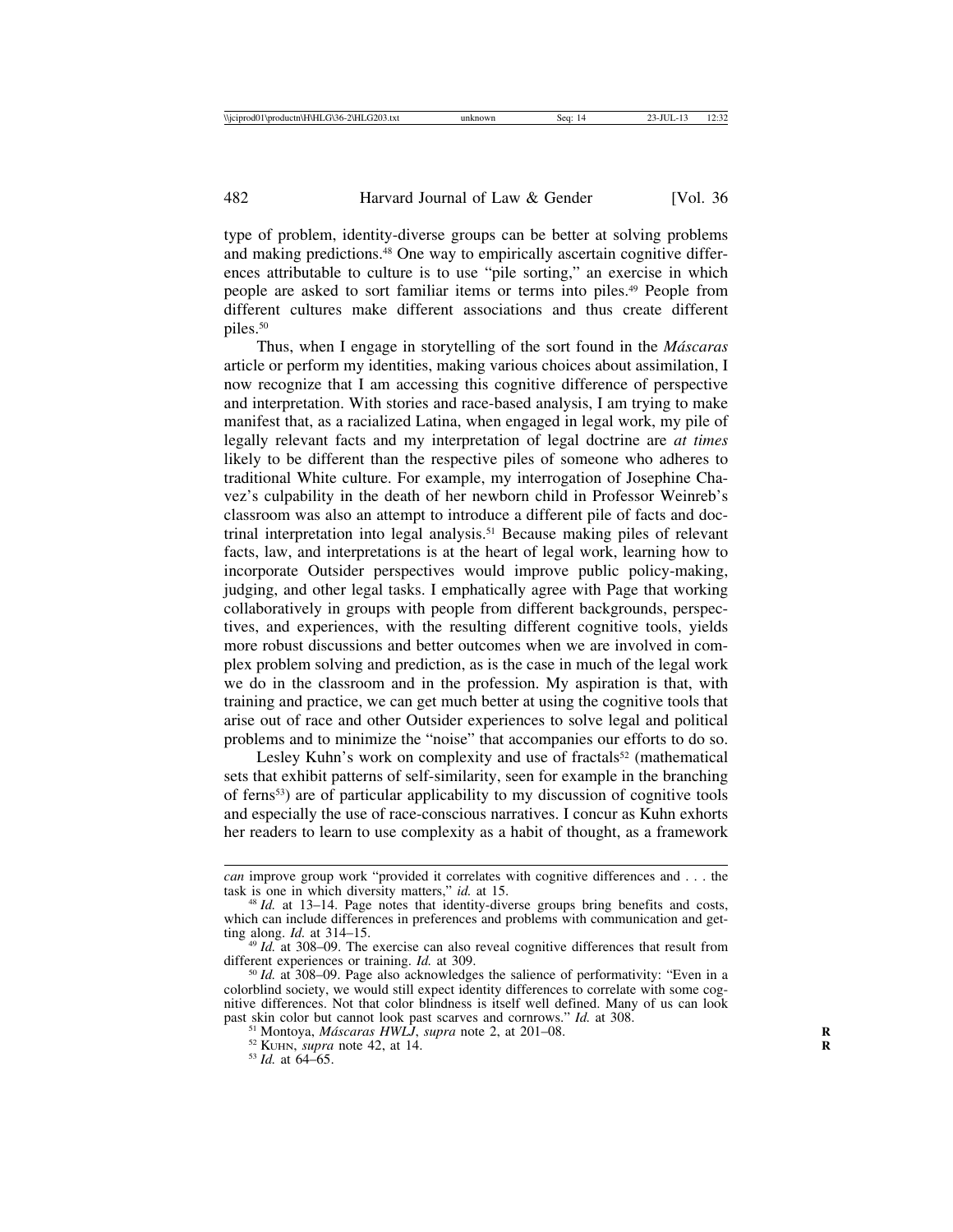type of problem, identity-diverse groups can be better at solving problems and making predictions.[48] One way to empirically ascertain cognitive differences attributable to culture is to use "pile sorting," an exercise in which people are asked to sort familiar items or terms into piles.[49] People from different cultures make different associations and thus create different piles.[50]

Thus, when I engage in storytelling of the sort found in the *Máscaras* article or perform my identities, making various choices about assimilation, I now recognize that I am accessing this cognitive difference of perspective and interpretation. With stories and race-based analysis, I am trying to make manifest that, as a racialized Latina, when engaged in legal work, my pile of legally relevant facts and my interpretation of legal doctrine are *at times* likely to be different than the respective piles of someone who adheres to traditional White culture. For example, my interrogation of Josephine Chavez's culpability in the death of her newborn child in Professor Weinreb's classroom was also an attempt to introduce a different pile of facts and doctrinal interpretation into legal analysis.[51] Because making piles of relevant facts, law, and interpretations is at the heart of legal work, learning how to incorporate Outsider perspectives would improve public policy-making, judging, and other legal tasks. I emphatically agree with Page that working collaboratively in groups with people from different backgrounds, perspectives, and experiences, with the resulting different cognitive tools, yields more robust discussions and better outcomes when we are involved in complex problem solving and prediction, as is the case in much of the legal work we do in the classroom and in the profession. My aspiration is that, with training and practice, we can get much better at using the cognitive tools that arise out of race and other Outsider experiences to solve legal and political problems and to minimize the "noise" that accompanies our efforts to do so.

Lesley Kuhn's work on complexity and use of fractals[52] (mathematical sets that exhibit patterns of self-similarity, seen for example in the branching of ferns[53]) are of particular applicability to my discussion of cognitive tools and especially the use of race-conscious narratives. I concur as Kuhn exhorts her readers to learn to use complexity as a habit of thought, as a framework

---

*can* improve group work "provided it correlates with cognitive differences and . . . the task is one in which diversity matters," *id.* at 15.

[48] *Id.* at 13–14. Page notes that identity-diverse groups bring benefits and costs, which can include differences in preferences and problems with communication and getting along. *Id.* at 314–15.

[49] *Id.* at 308–09. The exercise can also reveal cognitive differences that result from different experiences or training. *Id.* at 309.

[50] *Id.* at 308–09. Page also acknowledges the salience of performativity: "Even in a colorblind society, we would still expect identity differences to correlate with some cognitive differences. Not that color blindness is itself well defined. Many of us can look past skin color but cannot look past scarves and cornrows." *Id.* at 308.

[51] Montoya, *Máscaras HWLJ*, *supra* note 2, at 201–08.

[52] Kuhn, *supra* note 42, at 14.

[53] *Id.* at 64–65.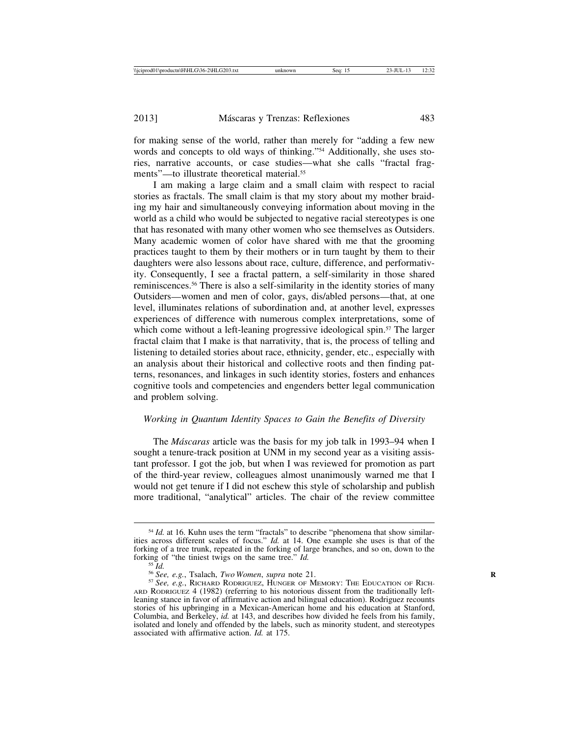for making sense of the world, rather than merely for "adding a few new words and concepts to old ways of thinking."[54] Additionally, she uses stories, narrative accounts, or case studies—what she calls "fractal fragments"—to illustrate theoretical material.[55]

I am making a large claim and a small claim with respect to racial stories as fractals. The small claim is that my story about my mother braiding my hair and simultaneously conveying information about moving in the world as a child who would be subjected to negative racial stereotypes is one that has resonated with many other women who see themselves as Outsiders. Many academic women of color have shared with me that the grooming practices taught to them by their mothers or in turn taught by them to their daughters were also lessons about race, culture, difference, and performativity. Consequently, I see a fractal pattern, a self-similarity in those shared reminiscences.[56] There is also a self-similarity in the identity stories of many Outsiders—women and men of color, gays, dis/abled persons—that, at one level, illuminates relations of subordination and, at another level, expresses experiences of difference with numerous complex interpretations, some of which come without a left-leaning progressive ideological spin.[57] The larger fractal claim that I make is that narrativity, that is, the process of telling and listening to detailed stories about race, ethnicity, gender, etc., especially with an analysis about their historical and collective roots and then finding patterns, resonances, and linkages in such identity stories, fosters and enhances cognitive tools and competencies and engenders better legal communication and problem solving.

### *Working in Quantum Identity Spaces to Gain the Benefits of Diversity*

The *Máscaras* article was the basis for my job talk in 1993–94 when I sought a tenure-track position at UNM in my second year as a visiting assistant professor. I got the job, but when I was reviewed for promotion as part of the third-year review, colleagues almost unanimously warned me that I would not get tenure if I did not eschew this style of scholarship and publish more traditional, "analytical" articles. The chair of the review committee

---

[54] *Id.* at 16. Kuhn uses the term "fractals" to describe "phenomena that show similarities across different scales of focus." *Id.* at 14. One example she uses is that of the forking of a tree trunk, repeated in the forking of large branches, and so on, down to the forking of "the tiniest twigs on the same tree." *Id.*

[55] *Id.*

[56] *See, e.g.*, Tsalach, *Two Women*, *supra* note 21.

[57] *See, e.g.*, RICHARD RODRIGUEZ, HUNGER OF MEMORY: THE EDUCATION OF RICHARD RODRIGUEZ 4 (1982) (referring to his notorious dissent from the traditionally left-leaning stance in favor of affirmative action and bilingual education). Rodriguez recounts stories of his upbringing in a Mexican-American home and his education at Stanford, Columbia, and Berkeley, *id.* at 143, and describes how divided he feels from his family, isolated and lonely and offended by the labels, such as minority student, and stereotypes associated with affirmative action. *Id.* at 175.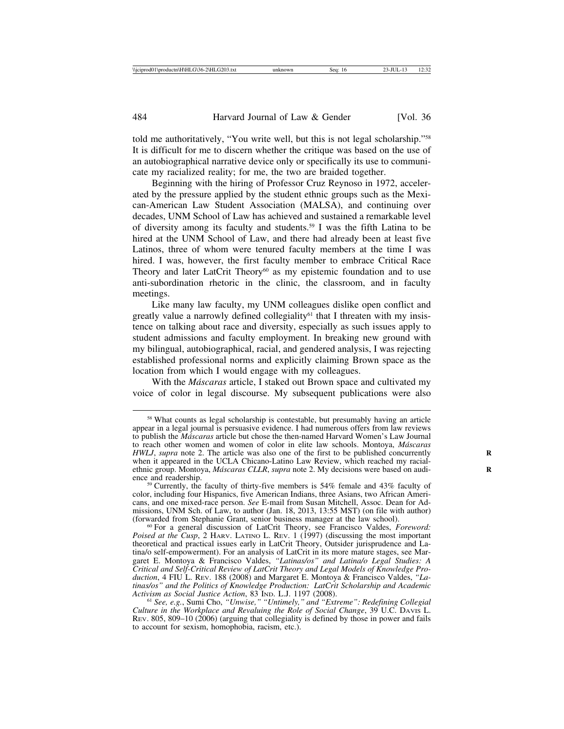told me authoritatively, "You write well, but this is not legal scholarship."[58] It is difficult for me to discern whether the critique was based on the use of an autobiographical narrative device only or specifically its use to communicate my racialized reality; for me, the two are braided together.

Beginning with the hiring of Professor Cruz Reynoso in 1972, accelerated by the pressure applied by the student ethnic groups such as the Mexican-American Law Student Association (MALSA), and continuing over decades, UNM School of Law has achieved and sustained a remarkable level of diversity among its faculty and students.[59] I was the fifth Latina to be hired at the UNM School of Law, and there had already been at least five Latinos, three of whom were tenured faculty members at the time I was hired. I was, however, the first faculty member to embrace Critical Race Theory and later LatCrit Theory[60] as my epistemic foundation and to use anti-subordination rhetoric in the clinic, the classroom, and in faculty meetings.

Like many law faculty, my UNM colleagues dislike open conflict and greatly value a narrowly defined collegiality[61] that I threaten with my insistence on talking about race and diversity, especially as such issues apply to student admissions and faculty employment. In breaking new ground with my bilingual, autobiographical, racial, and gendered analysis, I was rejecting established professional norms and explicitly claiming Brown space as the location from which I would engage with my colleagues.

With the *Máscaras* article, I staked out Brown space and cultivated my voice of color in legal discourse. My subsequent publications were also

---

[58] What counts as legal scholarship is contestable, but presumably having an article appear in a legal journal is persuasive evidence. I had numerous offers from law reviews to publish the *Máscaras* article but chose the then-named Harvard Women's Law Journal to reach other women and women of color in elite law schools. Montoya, *Máscaras HWLJ*, *supra* note 2. The article was also one of the first to be published concurrently when it appeared in the UCLA Chicano-Latino Law Review, which reached my racial-ethnic group. Montoya, *Máscaras CLLR*, *supra* note 2. My decisions were based on audience and readership.

[59] Currently, the faculty of thirty-five members is 54% female and 43% faculty of color, including four Hispanics, five American Indians, three Asians, two African Americans, and one mixed-race person. *See* E-mail from Susan Mitchell, Assoc. Dean for Admissions, UNM Sch. of Law, to author (Jan. 18, 2013, 13:55 MST) (on file with author) (forwarded from Stephanie Grant, senior business manager at the law school).

[60] For a general discussion of LatCrit Theory, see Francisco Valdes, *Foreword: Poised at the Cusp*, 2 HARV. LATINO L. REV. 1 (1997) (discussing the most important theoretical and practical issues early in LatCrit Theory, Outsider jurisprudence and Latina/o self-empowerment). For an analysis of LatCrit in its more mature stages, see Margaret E. Montoya & Francisco Valdes, *"Latinas/os" and Latina/o Legal Studies: A Critical and Self-Critical Review of LatCrit Theory and Legal Models of Knowledge Production*, 4 FIU L. REV. 188 (2008) and Margaret E. Montoya & Francisco Valdes, *"Latinas/os" and the Politics of Knowledge Production: LatCrit Scholarship and Academic Activism as Social Justice Action*, 83 IND. L.J. 1197 (2008).

[61] *See, e.g.*, Sumi Cho, *"Unwise," "Untimely," and "Extreme": Redefining Collegial Culture in the Workplace and Revaluing the Role of Social Change*, 39 U.C. DAVIS L. REV. 805, 809–10 (2006) (arguing that collegiality is defined by those in power and fails to account for sexism, homophobia, racism, etc.).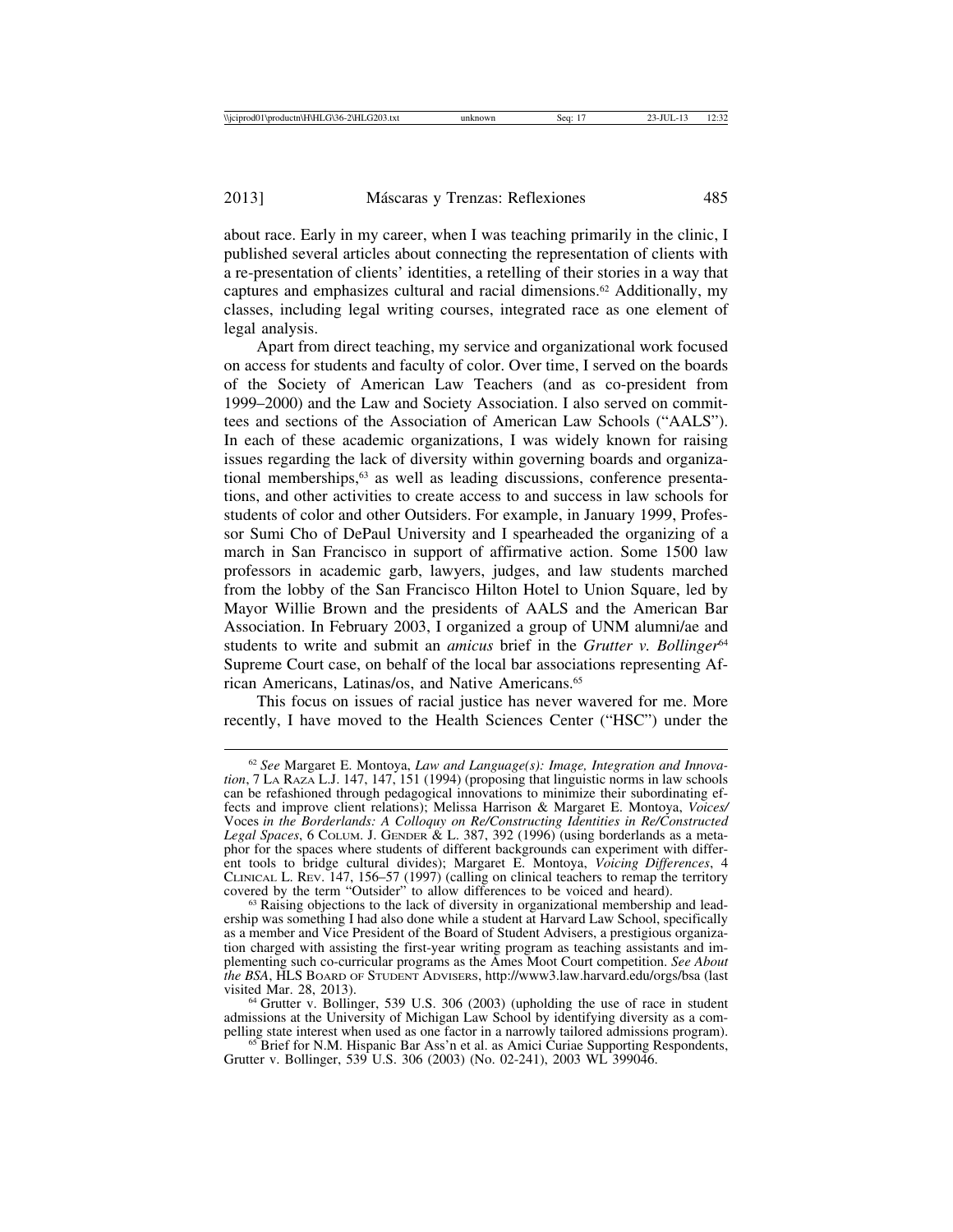about race. Early in my career, when I was teaching primarily in the clinic, I published several articles about connecting the representation of clients with a re-presentation of clients' identities, a retelling of their stories in a way that captures and emphasizes cultural and racial dimensions.[62] Additionally, my classes, including legal writing courses, integrated race as one element of legal analysis.

Apart from direct teaching, my service and organizational work focused on access for students and faculty of color. Over time, I served on the boards of the Society of American Law Teachers (and as co-president from 1999–2000) and the Law and Society Association. I also served on committees and sections of the Association of American Law Schools ("AALS"). In each of these academic organizations, I was widely known for raising issues regarding the lack of diversity within governing boards and organizational memberships,[63] as well as leading discussions, conference presentations, and other activities to create access to and success in law schools for students of color and other Outsiders. For example, in January 1999, Professor Sumi Cho of DePaul University and I spearheaded the organizing of a march in San Francisco in support of affirmative action. Some 1500 law professors in academic garb, lawyers, judges, and law students marched from the lobby of the San Francisco Hilton Hotel to Union Square, led by Mayor Willie Brown and the presidents of AALS and the American Bar Association. In February 2003, I organized a group of UNM alumni/ae and students to write and submit an *amicus* brief in the *Grutter v. Bollinger*[64] Supreme Court case, on behalf of the local bar associations representing African Americans, Latinas/os, and Native Americans.[65]

This focus on issues of racial justice has never wavered for me. More recently, I have moved to the Health Sciences Center ("HSC") under the

---

[62] *See* Margaret E. Montoya, *Law and Language(s): Image, Integration and Innovation*, 7 La Raza L.J. 147, 147, 151 (1994) (proposing that linguistic norms in law schools can be refashioned through pedagogical innovations to minimize their subordinating effects and improve client relations); Melissa Harrison & Margaret E. Montoya, *Voices/* Voces *in the Borderlands: A Colloquy on Re/Constructing Identities in Re/Constructed Legal Spaces*, 6 Colum. J. Gender & L. 387, 392 (1996) (using borderlands as a metaphor for the spaces where students of different backgrounds can experiment with different tools to bridge cultural divides); Margaret E. Montoya, *Voicing Differences*, 4 Clinical L. Rev. 147, 156–57 (1997) (calling on clinical teachers to remap the territory covered by the term "Outsider" to allow differences to be voiced and heard).

[63] Raising objections to the lack of diversity in organizational membership and leadership was something I had also done while a student at Harvard Law School, specifically as a member and Vice President of the Board of Student Advisers, a prestigious organization charged with assisting the first-year writing program as teaching assistants and implementing such co-curricular programs as the Ames Moot Court competition. *See About the BSA*, HLS Board of Student Advisers, http://www3.law.harvard.edu/orgs/bsa (last visited Mar. 28, 2013).

[64] Grutter v. Bollinger, 539 U.S. 306 (2003) (upholding the use of race in student admissions at the University of Michigan Law School by identifying diversity as a compelling state interest when used as one factor in a narrowly tailored admissions program).

[65] Brief for N.M. Hispanic Bar Ass'n et al. as Amici Curiae Supporting Respondents, Grutter v. Bollinger, 539 U.S. 306 (2003) (No. 02-241), 2003 WL 399046.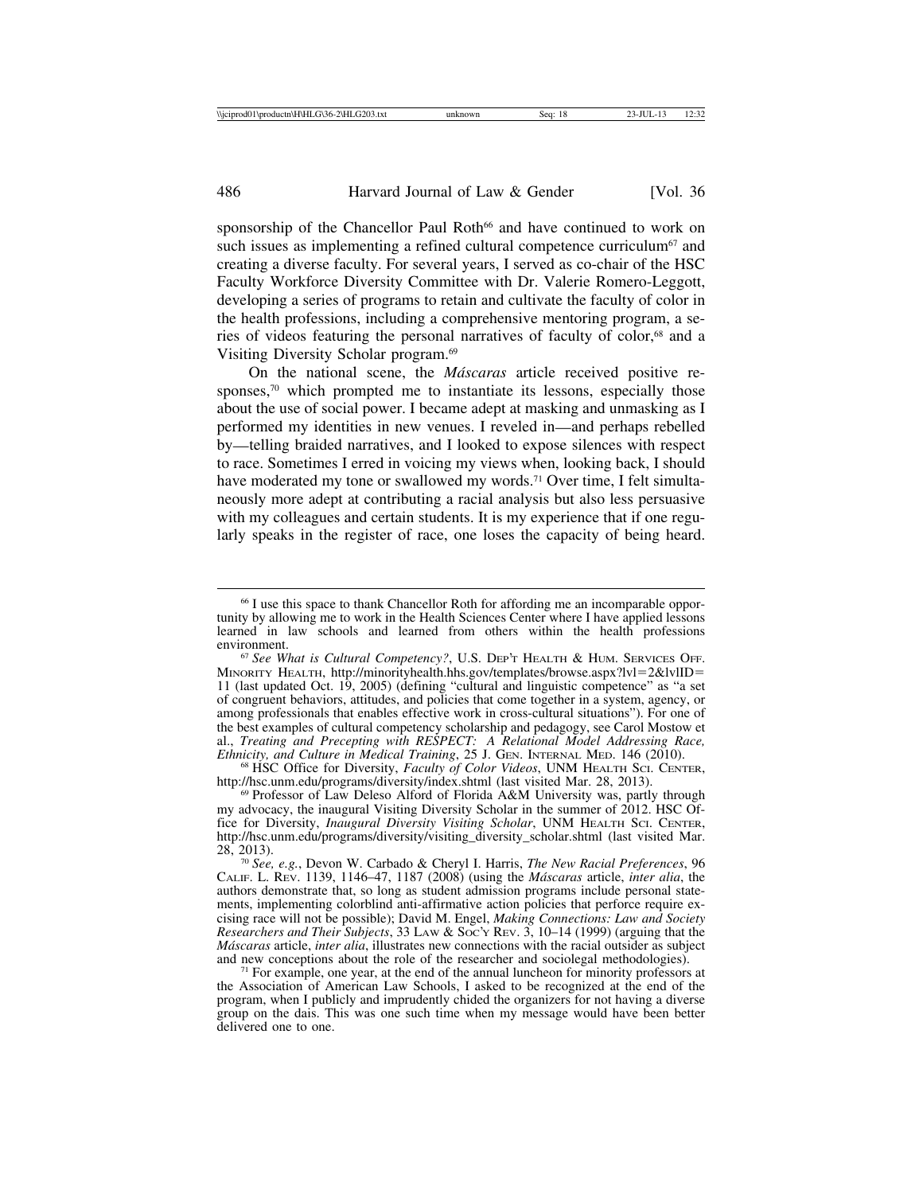sponsorship of the Chancellor Paul Roth[66] and have continued to work on such issues as implementing a refined cultural competence curriculum[67] and creating a diverse faculty. For several years, I served as co-chair of the HSC Faculty Workforce Diversity Committee with Dr. Valerie Romero-Leggott, developing a series of programs to retain and cultivate the faculty of color in the health professions, including a comprehensive mentoring program, a series of videos featuring the personal narratives of faculty of color,[68] and a Visiting Diversity Scholar program.[69]

On the national scene, the *Máscaras* article received positive responses,[70] which prompted me to instantiate its lessons, especially those about the use of social power. I became adept at masking and unmasking as I performed my identities in new venues. I reveled in—and perhaps rebelled by—telling braided narratives, and I looked to expose silences with respect to race. Sometimes I erred in voicing my views when, looking back, I should have moderated my tone or swallowed my words.[71] Over time, I felt simultaneously more adept at contributing a racial analysis but also less persuasive with my colleagues and certain students. It is my experience that if one regularly speaks in the register of race, one loses the capacity of being heard.

---

[66] I use this space to thank Chancellor Roth for affording me an incomparable opportunity by allowing me to work in the Health Sciences Center where I have applied lessons learned in law schools and learned from others within the health professions environment.

[67] *See What is Cultural Competency?*, U.S. Dep't Health & Hum. Services Off. Minority Health, http://minorityhealth.hhs.gov/templates/browse.aspx?lvl=2&lvlID=11 (last updated Oct. 19, 2005) (defining "cultural and linguistic competence" as "a set of congruent behaviors, attitudes, and policies that come together in a system, agency, or among professionals that enables effective work in cross-cultural situations"). For one of the best examples of cultural competency scholarship and pedagogy, see Carol Mostow et al., *Treating and Precepting with RESPECT: A Relational Model Addressing Race, Ethnicity, and Culture in Medical Training*, 25 J. Gen. Internal Med. 146 (2010).

[68] HSC Office for Diversity, *Faculty of Color Videos*, UNM Health Sci. Center, http://hsc.unm.edu/programs/diversity/index.shtml (last visited Mar. 28, 2013).

[69] Professor of Law Deleso Alford of Florida A&M University was, partly through my advocacy, the inaugural Visiting Diversity Scholar in the summer of 2012. HSC Office for Diversity, *Inaugural Diversity Visiting Scholar*, UNM Health Sci. Center, http://hsc.unm.edu/programs/diversity/visiting_diversity_scholar.shtml (last visited Mar. 28, 2013).

[70] *See, e.g.*, Devon W. Carbado & Cheryl I. Harris, *The New Racial Preferences*, 96 Calif. L. Rev. 1139, 1146–47, 1187 (2008) (using the *Máscaras* article, *inter alia*, the authors demonstrate that, so long as student admission programs include personal statements, implementing colorblind anti-affirmative action policies that perforce require excising race will not be possible); David M. Engel, *Making Connections: Law and Society Researchers and Their Subjects*, 33 Law & Soc'y Rev. 3, 10–14 (1999) (arguing that the *Máscaras* article, *inter alia*, illustrates new connections with the racial outsider as subject and new conceptions about the role of the researcher and sociolegal methodologies).

[71] For example, one year, at the end of the annual luncheon for minority professors at the Association of American Law Schools, I asked to be recognized at the end of the program, when I publicly and imprudently chided the organizers for not having a diverse group on the dais. This was one such time when my message would have been better delivered one to one.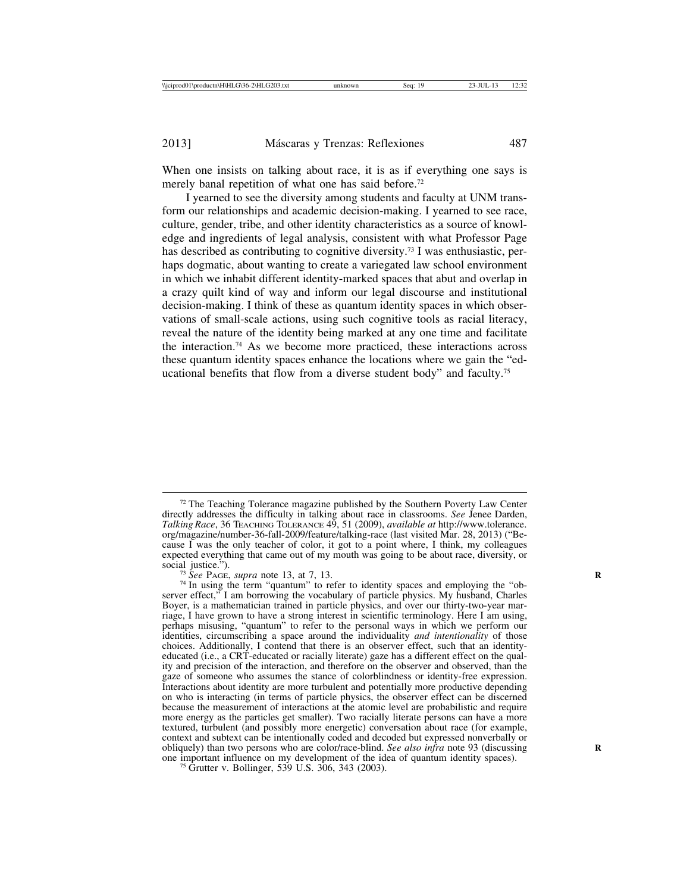When one insists on talking about race, it is as if everything one says is merely banal repetition of what one has said before.[72]

I yearned to see the diversity among students and faculty at UNM transform our relationships and academic decision-making. I yearned to see race, culture, gender, tribe, and other identity characteristics as a source of knowledge and ingredients of legal analysis, consistent with what Professor Page has described as contributing to cognitive diversity.[73] I was enthusiastic, perhaps dogmatic, about wanting to create a variegated law school environment in which we inhabit different identity-marked spaces that abut and overlap in a crazy quilt kind of way and inform our legal discourse and institutional decision-making. I think of these as quantum identity spaces in which observations of small-scale actions, using such cognitive tools as racial literacy, reveal the nature of the identity being marked at any one time and facilitate the interaction.[74] As we become more practiced, these interactions across these quantum identity spaces enhance the locations where we gain the "educational benefits that flow from a diverse student body" and faculty.[75]

---

[72] The Teaching Tolerance magazine published by the Southern Poverty Law Center directly addresses the difficulty in talking about race in classrooms. *See* Jenee Darden, *Talking Race*, 36 TEACHING TOLERANCE 49, 51 (2009), *available at* http://www.tolerance.org/magazine/number-36-fall-2009/feature/talking-race (last visited Mar. 28, 2013) ("Because I was the only teacher of color, it got to a point where, I think, my colleagues expected everything that came out of my mouth was going to be about race, diversity, or social justice.").

[73] *See* PAGE, *supra* note 13, at 7, 13.

[74] In using the term "quantum" to refer to identity spaces and employing the "observer effect," I am borrowing the vocabulary of particle physics. My husband, Charles Boyer, is a mathematician trained in particle physics, and over our thirty-two-year marriage, I have grown to have a strong interest in scientific terminology. Here I am using, perhaps misusing, "quantum" to refer to the personal ways in which we perform our identities, circumscribing a space around the individuality *and intentionality* of those choices. Additionally, I contend that there is an observer effect, such that an identity-educated (i.e., a CRT-educated or racially literate) gaze has a different effect on the quality and precision of the interaction, and therefore on the observer and observed, than the gaze of someone who assumes the stance of colorblindness or identity-free expression. Interactions about identity are more turbulent and potentially more productive depending on who is interacting (in terms of particle physics, the observer effect can be discerned because the measurement of interactions at the atomic level are probabilistic and require more energy as the particles get smaller). Two racially literate persons can have a more textured, turbulent (and possibly more energetic) conversation about race (for example, context and subtext can be intentionally coded and decoded but expressed nonverbally or obliquely) than two persons who are color/race-blind. *See also infra* note 93 (discussing one important influence on my development of the idea of quantum identity spaces).

[75] Grutter v. Bollinger, 539 U.S. 306, 343 (2003).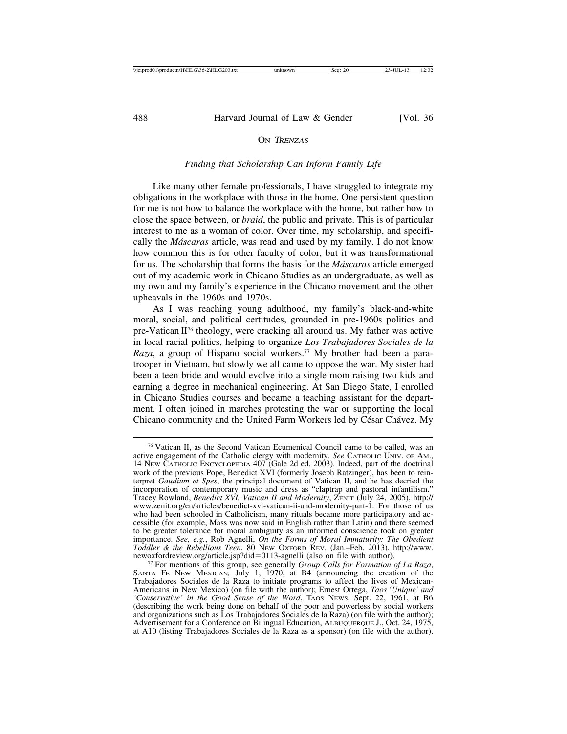## On *Trenzas*

### *Finding that Scholarship Can Inform Family Life*

Like many other female professionals, I have struggled to integrate my obligations in the workplace with those in the home. One persistent question for me is not how to balance the workplace with the home, but rather how to close the space between, or *braid*, the public and private. This is of particular interest to me as a woman of color. Over time, my scholarship, and specifically the *Máscaras* article, was read and used by my family. I do not know how common this is for other faculty of color, but it was transformational for us. The scholarship that forms the basis for the *Máscaras* article emerged out of my academic work in Chicano Studies as an undergraduate, as well as my own and my family's experience in the Chicano movement and the other upheavals in the 1960s and 1970s.

As I was reaching young adulthood, my family's black-and-white moral, social, and political certitudes, grounded in pre-1960s politics and pre-Vatican II[76] theology, were cracking all around us. My father was active in local racial politics, helping to organize *Los Trabajadores Sociales de la Raza*, a group of Hispano social workers.[77] My brother had been a paratrooper in Vietnam, but slowly we all came to oppose the war. My sister had been a teen bride and would evolve into a single mom raising two kids and earning a degree in mechanical engineering. At San Diego State, I enrolled in Chicano Studies courses and became a teaching assistant for the department. I often joined in marches protesting the war or supporting the local Chicano community and the United Farm Workers led by César Chávez. My

---

[76] Vatican II, as the Second Vatican Ecumenical Council came to be called, was an active engagement of the Catholic clergy with modernity. *See* CATHOLIC UNIV. OF AM., 14 NEW CATHOLIC ENCYCLOPEDIA 407 (Gale 2d ed. 2003). Indeed, part of the doctrinal work of the previous Pope, Benedict XVI (formerly Joseph Ratzinger), has been to reinterpret *Gaudium et Spes*, the principal document of Vatican II, and he has decried the incorporation of contemporary music and dress as "claptrap and pastoral infantilism." Tracey Rowland, *Benedict XVI, Vatican II and Modernity*, ZENIT (July 24, 2005), http://www.zenit.org/en/articles/benedict-xvi-vatican-ii-and-modernity-part-1. For those of us who had been schooled in Catholicism, many rituals became more participatory and accessible (for example, Mass was now said in English rather than Latin) and there seemed to be greater tolerance for moral ambiguity as an informed conscience took on greater importance. *See, e.g.*, Rob Agnelli, *On the Forms of Moral Immaturity: The Obedient Toddler & the Rebellious Teen*, 80 NEW OXFORD REV. (Jan.–Feb. 2013), http://www.newoxfordreview.org/article.jsp?did=0113-agnelli (also on file with author).

[77] For mentions of this group, see generally *Group Calls for Formation of La Raza*, SANTA FE NEW MEXICAN, July 1, 1970, at B4 (announcing the creation of the Trabajadores Sociales de la Raza to initiate programs to affect the lives of Mexican-Americans in New Mexico) (on file with the author); Ernest Ortega, *Taos 'Unique' and 'Conservative' in the Good Sense of the Word*, TAOS NEWS, Sept. 22, 1961, at B6 (describing the work being done on behalf of the poor and powerless by social workers and organizations such as Los Trabajadores Sociales de la Raza) (on file with the author); Advertisement for a Conference on Bilingual Education, ALBUQUERQUE J., Oct. 24, 1975, at A10 (listing Trabajadores Sociales de la Raza as a sponsor) (on file with the author).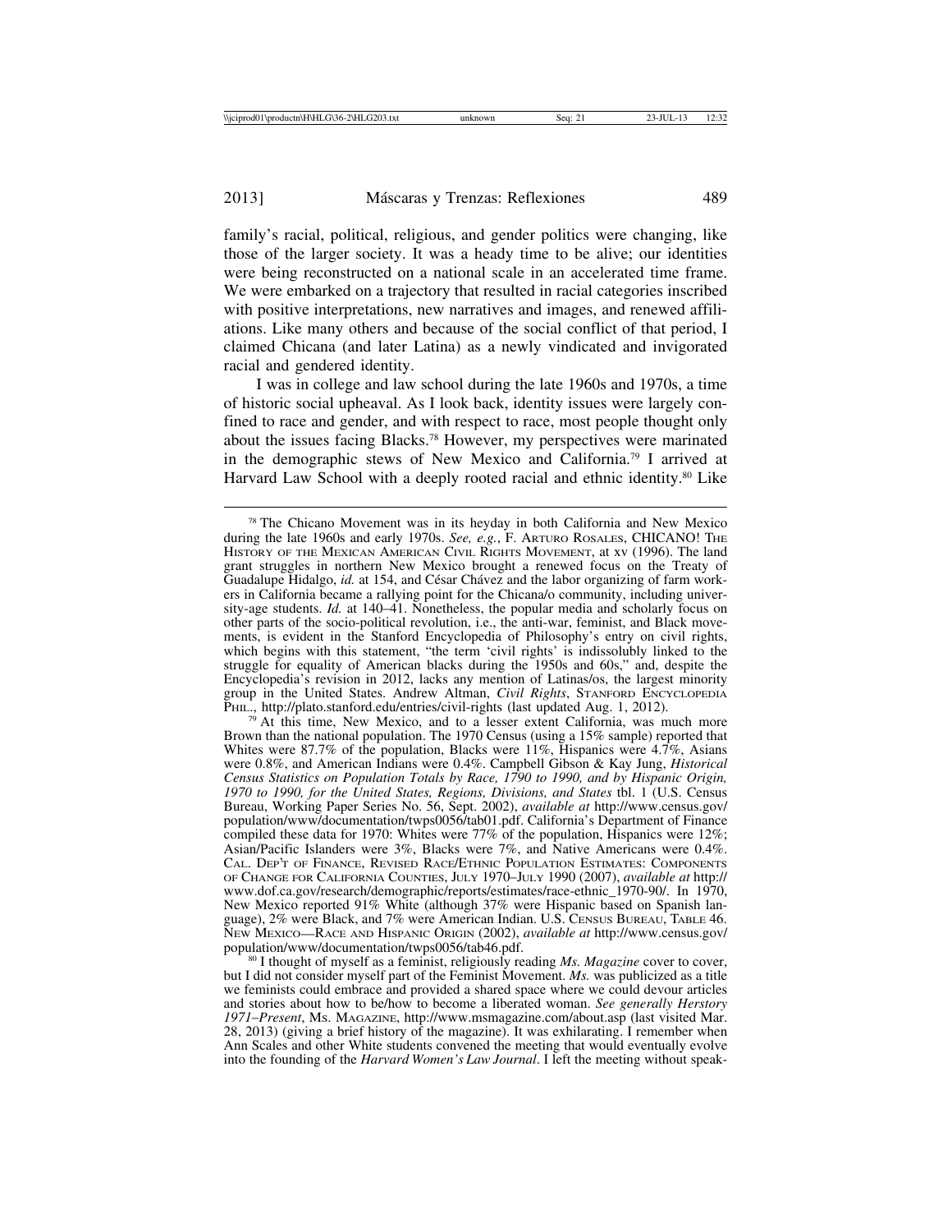family's racial, political, religious, and gender politics were changing, like those of the larger society. It was a heady time to be alive; our identities were being reconstructed on a national scale in an accelerated time frame. We were embarked on a trajectory that resulted in racial categories inscribed with positive interpretations, new narratives and images, and renewed affiliations. Like many others and because of the social conflict of that period, I claimed Chicana (and later Latina) as a newly vindicated and invigorated racial and gendered identity.

I was in college and law school during the late 1960s and 1970s, a time of historic social upheaval. As I look back, identity issues were largely confined to race and gender, and with respect to race, most people thought only about the issues facing Blacks.[78] However, my perspectives were marinated in the demographic stews of New Mexico and California.[79] I arrived at Harvard Law School with a deeply rooted racial and ethnic identity.[80] Like

---

[78] The Chicano Movement was in its heyday in both California and New Mexico during the late 1960s and early 1970s. *See, e.g.*, F. ARTURO ROSALES, CHICANO! THE HISTORY OF THE MEXICAN AMERICAN CIVIL RIGHTS MOVEMENT, at xv (1996). The land grant struggles in northern New Mexico brought a renewed focus on the Treaty of Guadalupe Hidalgo, *id.* at 154, and César Chávez and the labor organizing of farm workers in California became a rallying point for the Chicana/o community, including university-age students. *Id.* at 140–41. Nonetheless, the popular media and scholarly focus on other parts of the socio-political revolution, i.e., the anti-war, feminist, and Black movements, is evident in the Stanford Encyclopedia of Philosophy's entry on civil rights, which begins with this statement, "the term 'civil rights' is indissolubly linked to the struggle for equality of American blacks during the 1950s and 60s," and, despite the Encyclopedia's revision in 2012, lacks any mention of Latinas/os, the largest minority group in the United States. Andrew Altman, *Civil Rights*, STANFORD ENCYCLOPEDIA PHIL., http://plato.stanford.edu/entries/civil-rights (last updated Aug. 1, 2012).

[79] At this time, New Mexico, and to a lesser extent California, was much more Brown than the national population. The 1970 Census (using a 15% sample) reported that Whites were 87.7% of the population, Blacks were 11%, Hispanics were 4.7%, Asians were 0.8%, and American Indians were 0.4%. Campbell Gibson & Kay Jung, *Historical Census Statistics on Population Totals by Race, 1790 to 1990, and by Hispanic Origin, 1970 to 1990, for the United States, Regions, Divisions, and States* tbl. 1 (U.S. Census Bureau, Working Paper Series No. 56, Sept. 2002), *available at* http://www.census.gov/population/www/documentation/twps0056/tab01.pdf. California's Department of Finance compiled these data for 1970: Whites were 77% of the population, Hispanics were 12%; Asian/Pacific Islanders were 3%, Blacks were 7%, and Native Americans were 0.4%. CAL. DEP'T OF FINANCE, REVISED RACE/ETHNIC POPULATION ESTIMATES: COMPONENTS OF CHANGE FOR CALIFORNIA COUNTIES, JULY 1970–JULY 1990 (2007), *available at* http://www.dof.ca.gov/research/demographic/reports/estimates/race-ethnic_1970-90/. In 1970, New Mexico reported 91% White (although 37% were Hispanic based on Spanish language), 2% were Black, and 7% were American Indian. U.S. CENSUS BUREAU, TABLE 46. NEW MEXICO—RACE AND HISPANIC ORIGIN (2002), *available at* http://www.census.gov/population/www/documentation/twps0056/tab46.pdf.

[80] I thought of myself as a feminist, religiously reading *Ms. Magazine* cover to cover, but I did not consider myself part of the Feminist Movement. *Ms.* was publicized as a title we feminists could embrace and provided a shared space where we could devour articles and stories about how to be/how to become a liberated woman. *See generally Herstory 1971–Present*, MS. MAGAZINE, http://www.msmagazine.com/about.asp (last visited Mar. 28, 2013) (giving a brief history of the magazine). It was exhilarating. I remember when Ann Scales and other White students convened the meeting that would eventually evolve into the founding of the *Harvard Women's Law Journal*. I left the meeting without speak-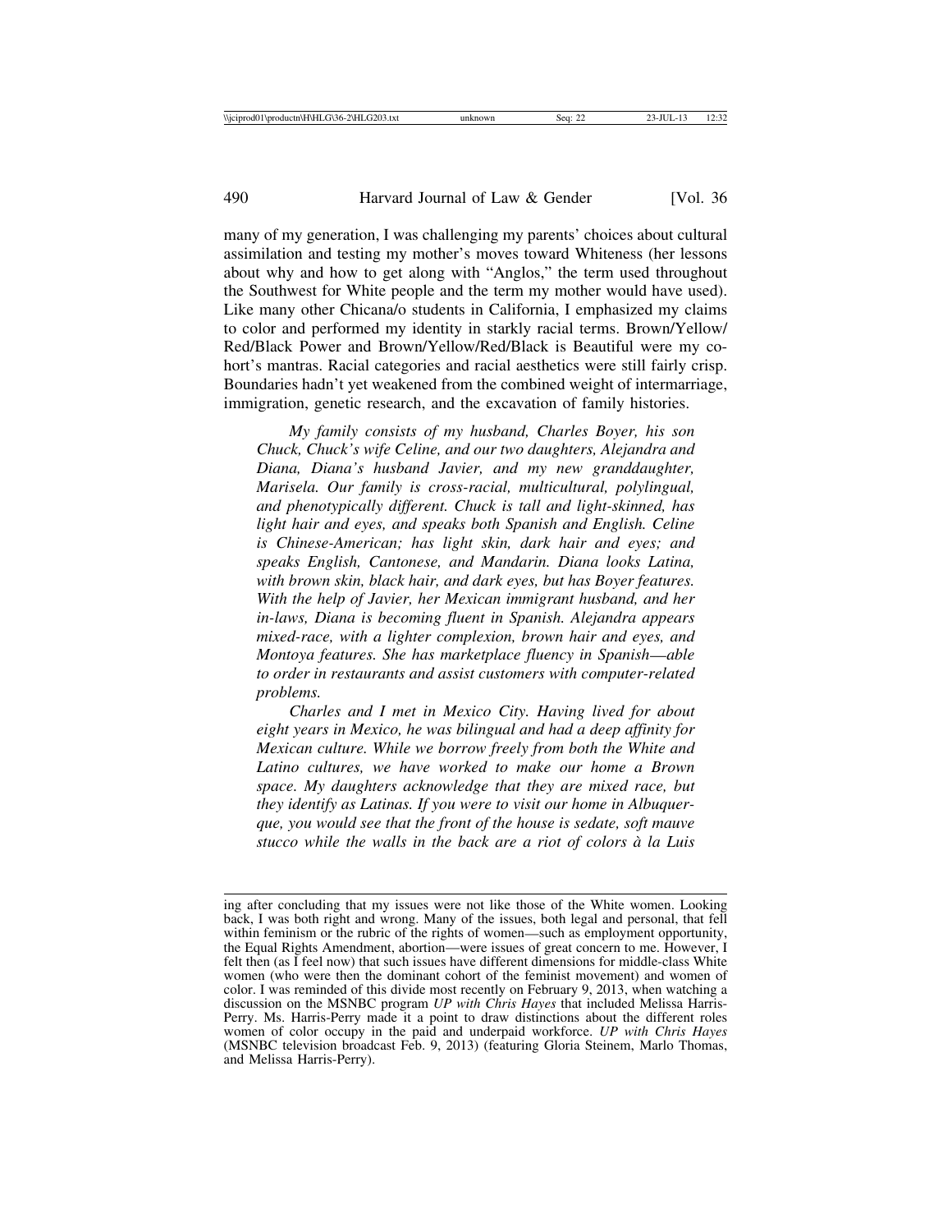many of my generation, I was challenging my parents' choices about cultural assimilation and testing my mother's moves toward Whiteness (her lessons about why and how to get along with "Anglos," the term used throughout the Southwest for White people and the term my mother would have used). Like many other Chicana/o students in California, I emphasized my claims to color and performed my identity in starkly racial terms. Brown/Yellow/Red/Black Power and Brown/Yellow/Red/Black is Beautiful were my cohort's mantras. Racial categories and racial aesthetics were still fairly crisp. Boundaries hadn't yet weakened from the combined weight of intermarriage, immigration, genetic research, and the excavation of family histories.

> *My family consists of my husband, Charles Boyer, his son Chuck, Chuck's wife Celine, and our two daughters, Alejandra and Diana, Diana's husband Javier, and my new granddaughter, Marisela. Our family is cross-racial, multicultural, polylingual, and phenotypically different. Chuck is tall and light-skinned, has light hair and eyes, and speaks both Spanish and English. Celine is Chinese-American; has light skin, dark hair and eyes; and speaks English, Cantonese, and Mandarin. Diana looks Latina, with brown skin, black hair, and dark eyes, but has Boyer features. With the help of Javier, her Mexican immigrant husband, and her in-laws, Diana is becoming fluent in Spanish. Alejandra appears mixed-race, with a lighter complexion, brown hair and eyes, and Montoya features. She has marketplace fluency in Spanish—able to order in restaurants and assist customers with computer-related problems.*
>
> *Charles and I met in Mexico City. Having lived for about eight years in Mexico, he was bilingual and had a deep affinity for Mexican culture. While we borrow freely from both the White and Latino cultures, we have worked to make our home a Brown space. My daughters acknowledge that they are mixed race, but they identify as Latinas. If you were to visit our home in Albuquerque, you would see that the front of the house is sedate, soft mauve stucco while the walls in the back are a riot of colors à la Luis*

---

ing after concluding that my issues were not like those of the White women. Looking back, I was both right and wrong. Many of the issues, both legal and personal, that fell within feminism or the rubric of the rights of women—such as employment opportunity, the Equal Rights Amendment, abortion—were issues of great concern to me. However, I felt then (as I feel now) that such issues have different dimensions for middle-class White women (who were then the dominant cohort of the feminist movement) and women of color. I was reminded of this divide most recently on February 9, 2013, when watching a discussion on the MSNBC program *UP with Chris Hayes* that included Melissa Harris-Perry. Ms. Harris-Perry made it a point to draw distinctions about the different roles women of color occupy in the paid and underpaid workforce. *UP with Chris Hayes* (MSNBC television broadcast Feb. 9, 2013) (featuring Gloria Steinem, Marlo Thomas, and Melissa Harris-Perry).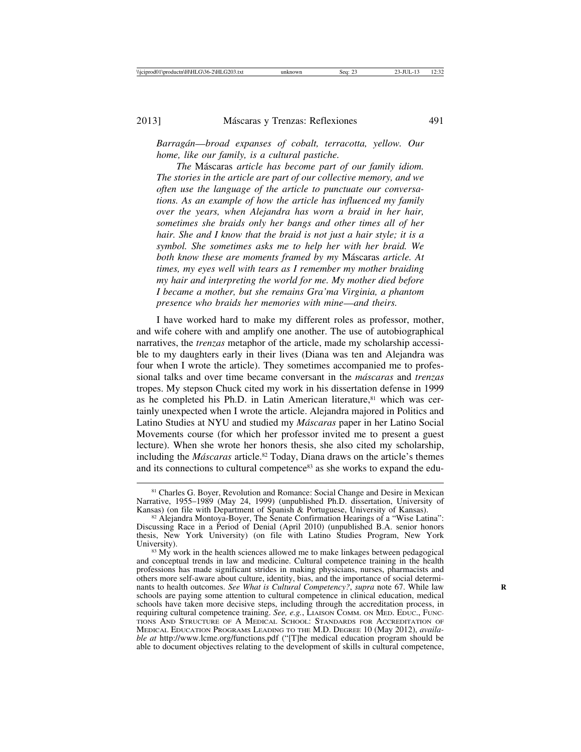*Barragán—broad expanses of cobalt, terracotta, yellow. Our home, like our family, is a cultural pastiche.*

> *The* Máscaras *article has become part of our family idiom. The stories in the article are part of our collective memory, and we often use the language of the article to punctuate our conversations. As an example of how the article has influenced my family over the years, when Alejandra has worn a braid in her hair, sometimes she braids only her bangs and other times all of her hair. She and I know that the braid is not just a hair style; it is a symbol. She sometimes asks me to help her with her braid. We both know these are moments framed by my* Máscaras *article. At times, my eyes well with tears as I remember my mother braiding my hair and interpreting the world for me. My mother died before I became a mother, but she remains Gra'ma Virginia, a phantom presence who braids her memories with mine—and theirs.*

I have worked hard to make my different roles as professor, mother, and wife cohere with and amplify one another. The use of autobiographical narratives, the *trenzas* metaphor of the article, made my scholarship accessible to my daughters early in their lives (Diana was ten and Alejandra was four when I wrote the article). They sometimes accompanied me to professional talks and over time became conversant in the *máscaras* and *trenzas* tropes. My stepson Chuck cited my work in his dissertation defense in 1999 as he completed his Ph.D. in Latin American literature,[81] which was certainly unexpected when I wrote the article. Alejandra majored in Politics and Latino Studies at NYU and studied my *Máscaras* paper in her Latino Social Movements course (for which her professor invited me to present a guest lecture). When she wrote her honors thesis, she also cited my scholarship, including the *Máscaras* article.[82] Today, Diana draws on the article's themes and its connections to cultural competence[83] as she works to expand the edu-

---

[81] Charles G. Boyer, Revolution and Romance: Social Change and Desire in Mexican Narrative, 1955–1989 (May 24, 1999) (unpublished Ph.D. dissertation, University of Kansas) (on file with Department of Spanish & Portuguese, University of Kansas).

[82] Alejandra Montoya-Boyer, The Senate Confirmation Hearings of a "Wise Latina": Discussing Race in a Period of Denial (April 2010) (unpublished B.A. senior honors thesis, New York University) (on file with Latino Studies Program, New York University).

[83] My work in the health sciences allowed me to make linkages between pedagogical and conceptual trends in law and medicine. Cultural competence training in the health professions has made significant strides in making physicians, nurses, pharmacists and others more self-aware about culture, identity, bias, and the importance of social determinants to health outcomes. *See What is Cultural Competency?*, *supra* note 67. While law schools are paying some attention to cultural competence in clinical education, medical schools have taken more decisive steps, including through the accreditation process, in requiring cultural competence training. *See, e.g.*, LIAISON COMM. ON MED. EDUC., FUNCTIONS AND STRUCTURE OF A MEDICAL SCHOOL: STANDARDS FOR ACCREDITATION OF MEDICAL EDUCATION PROGRAMS LEADING TO THE M.D. DEGREE 10 (May 2012), *available at* http://www.lcme.org/functions.pdf ("[T]he medical education program should be able to document objectives relating to the development of skills in cultural competence,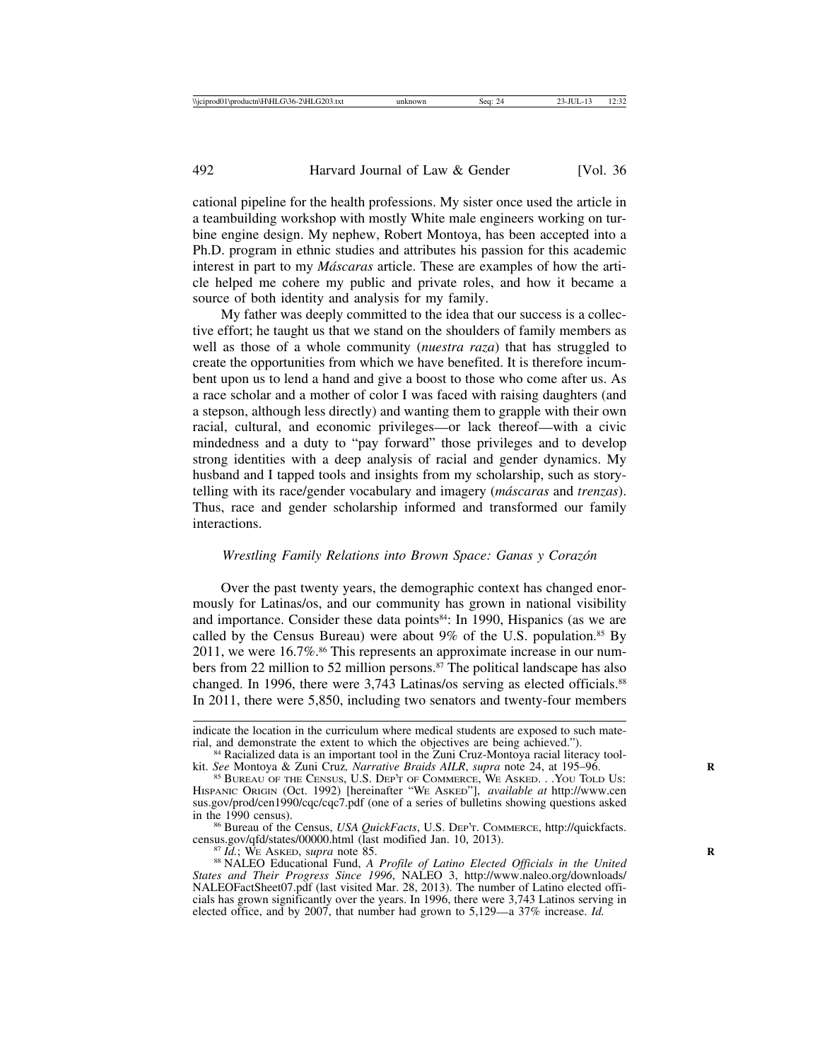cational pipeline for the health professions. My sister once used the article in a teambuilding workshop with mostly White male engineers working on turbine engine design. My nephew, Robert Montoya, has been accepted into a Ph.D. program in ethnic studies and attributes his passion for this academic interest in part to my *Máscaras* article. These are examples of how the article helped me cohere my public and private roles, and how it became a source of both identity and analysis for my family.

My father was deeply committed to the idea that our success is a collective effort; he taught us that we stand on the shoulders of family members as well as those of a whole community (*nuestra raza*) that has struggled to create the opportunities from which we have benefited. It is therefore incumbent upon us to lend a hand and give a boost to those who come after us. As a race scholar and a mother of color I was faced with raising daughters (and a stepson, although less directly) and wanting them to grapple with their own racial, cultural, and economic privileges—or lack thereof—with a civic mindedness and a duty to "pay forward" those privileges and to develop strong identities with a deep analysis of racial and gender dynamics. My husband and I tapped tools and insights from my scholarship, such as storytelling with its race/gender vocabulary and imagery (*máscaras* and *trenzas*). Thus, race and gender scholarship informed and transformed our family interactions.

### *Wrestling Family Relations into Brown Space: Ganas y Corazón*

Over the past twenty years, the demographic context has changed enormously for Latinas/os, and our community has grown in national visibility and importance. Consider these data points[84]: In 1990, Hispanics (as we are called by the Census Bureau) were about 9% of the U.S. population.[85] By 2011, we were 16.7%.[86] This represents an approximate increase in our numbers from 22 million to 52 million persons.[87] The political landscape has also changed. In 1996, there were 3,743 Latinas/os serving as elected officials.[88] In 2011, there were 5,850, including two senators and twenty-four members

---

indicate the location in the curriculum where medical students are exposed to such material, and demonstrate the extent to which the objectives are being achieved.").

[84] Racialized data is an important tool in the Zuni Cruz-Montoya racial literacy toolkit. *See* Montoya & Zuni Cruz, *Narrative Braids AILR*, *supra* note 24, at 195–96.

[85] Bureau of the Census, U.S. Dep't of Commerce, We Asked. . .You Told Us: Hispanic Origin (Oct. 1992) [hereinafter "We Asked"], *available at* http://www.census.gov/prod/cen1990/cqc/cqc7.pdf (one of a series of bulletins showing questions asked in the 1990 census).

[86] Bureau of the Census, *USA QuickFacts*, U.S. Dep't. Commerce, http://quickfacts.census.gov/qfd/states/00000.html (last modified Jan. 10, 2013).

[87] *Id.*; We Asked, *supra* note 85.

[88] NALEO Educational Fund, *A Profile of Latino Elected Officials in the United States and Their Progress Since 1996*, NALEO 3, http://www.naleo.org/downloads/NALEOFactSheet07.pdf (last visited Mar. 28, 2013). The number of Latino elected officials has grown significantly over the years. In 1996, there were 3,743 Latinos serving in elected office, and by 2007, that number had grown to 5,129—a 37% increase. *Id.*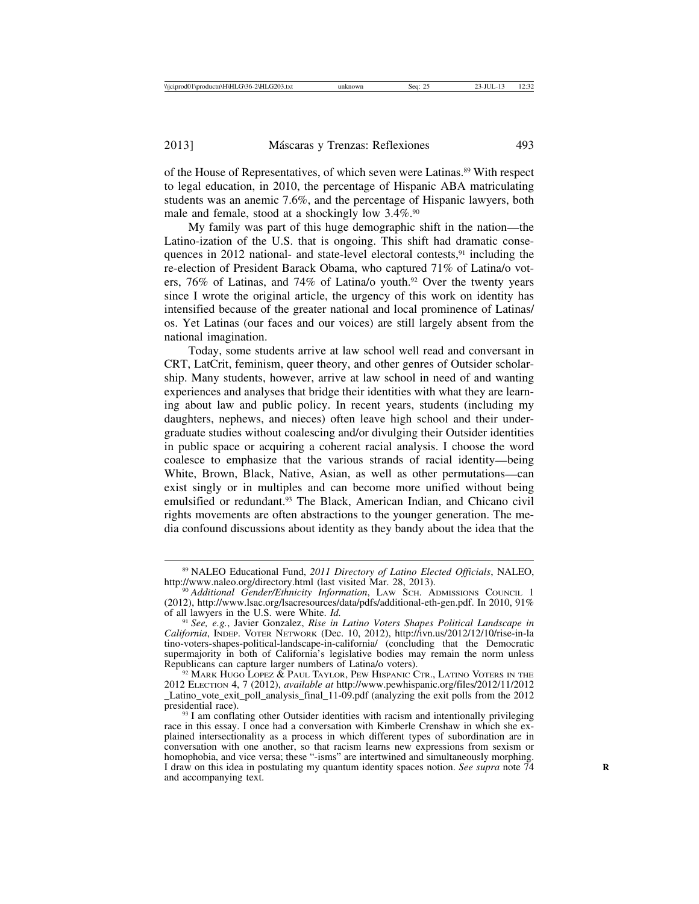of the House of Representatives, of which seven were Latinas.[89] With respect to legal education, in 2010, the percentage of Hispanic ABA matriculating students was an anemic 7.6%, and the percentage of Hispanic lawyers, both male and female, stood at a shockingly low 3.4%.[90]

My family was part of this huge demographic shift in the nation—the Latino-ization of the U.S. that is ongoing. This shift had dramatic consequences in 2012 national- and state-level electoral contests,[91] including the re-election of President Barack Obama, who captured 71% of Latina/o voters, 76% of Latinas, and 74% of Latina/o youth.[92] Over the twenty years since I wrote the original article, the urgency of this work on identity has intensified because of the greater national and local prominence of Latinas/os. Yet Latinas (our faces and our voices) are still largely absent from the national imagination.

Today, some students arrive at law school well read and conversant in CRT, LatCrit, feminism, queer theory, and other genres of Outsider scholarship. Many students, however, arrive at law school in need of and wanting experiences and analyses that bridge their identities with what they are learning about law and public policy. In recent years, students (including my daughters, nephews, and nieces) often leave high school and their undergraduate studies without coalescing and/or divulging their Outsider identities in public space or acquiring a coherent racial analysis. I choose the word coalesce to emphasize that the various strands of racial identity—being White, Brown, Black, Native, Asian, as well as other permutations—can exist singly or in multiples and can become more unified without being emulsified or redundant.[93] The Black, American Indian, and Chicano civil rights movements are often abstractions to the younger generation. The media confound discussions about identity as they bandy about the idea that the

---

[89] NALEO Educational Fund, *2011 Directory of Latino Elected Officials*, NALEO, http://www.naleo.org/directory.html (last visited Mar. 28, 2013).

[90] *Additional Gender/Ethnicity Information*, Law Sch. Admissions Council 1 (2012), http://www.lsac.org/lsacresources/data/pdfs/additional-eth-gen.pdf. In 2010, 91% of all lawyers in the U.S. were White. *Id.*

[91] *See, e.g.*, Javier Gonzalez, *Rise in Latino Voters Shapes Political Landscape in California*, Indep. Voter Network (Dec. 10, 2012), http://ivn.us/2012/12/10/rise-in-latino-voters-shapes-political-landscape-in-california/ (concluding that the Democratic supermajority in both of California's legislative bodies may remain the norm unless Republicans can capture larger numbers of Latina/o voters).

[92] Mark Hugo Lopez & Paul Taylor, Pew Hispanic Ctr., Latino Voters in the 2012 Election 4, 7 (2012), *available at* http://www.pewhispanic.org/files/2012/11/2012_Latino_vote_exit_poll_analysis_final_11-09.pdf (analyzing the exit polls from the 2012 presidential race).

[93] I am conflating other Outsider identities with racism and intentionally privileging race in this essay. I once had a conversation with Kimberle Crenshaw in which she explained intersectionality as a process in which different types of subordination are in conversation with one another, so that racism learns new expressions from sexism or homophobia, and vice versa; these "-isms" are intertwined and simultaneously morphing. I draw on this idea in postulating my quantum identity spaces notion. *See supra* note 74 and accompanying text.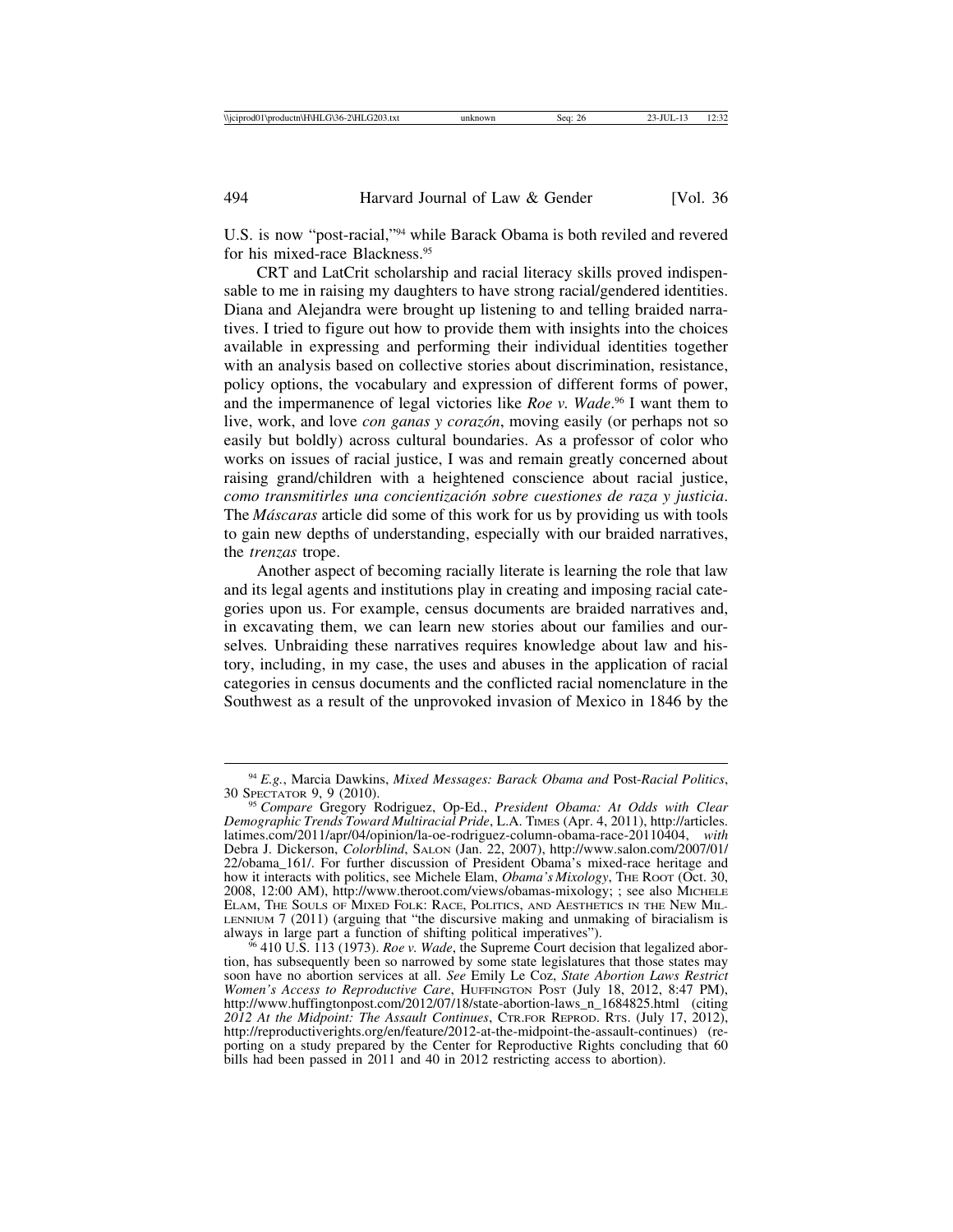U.S. is now "post-racial,"[94] while Barack Obama is both reviled and revered for his mixed-race Blackness.[95]

CRT and LatCrit scholarship and racial literacy skills proved indispensable to me in raising my daughters to have strong racial/gendered identities. Diana and Alejandra were brought up listening to and telling braided narratives. I tried to figure out how to provide them with insights into the choices available in expressing and performing their individual identities together with an analysis based on collective stories about discrimination, resistance, policy options, the vocabulary and expression of different forms of power, and the impermanence of legal victories like *Roe v. Wade*.[96] I want them to live, work, and love *con ganas y corazón*, moving easily (or perhaps not so easily but boldly) across cultural boundaries. As a professor of color who works on issues of racial justice, I was and remain greatly concerned about raising grand/children with a heightened conscience about racial justice, *como transmitirles una concientización sobre cuestiones de raza y justicia*. The *Máscaras* article did some of this work for us by providing us with tools to gain new depths of understanding, especially with our braided narratives, the *trenzas* trope.

Another aspect of becoming racially literate is learning the role that law and its legal agents and institutions play in creating and imposing racial categories upon us. For example, census documents are braided narratives and, in excavating them, we can learn new stories about our families and ourselves. Unbraiding these narratives requires knowledge about law and history, including, in my case, the uses and abuses in the application of racial categories in census documents and the conflicted racial nomenclature in the Southwest as a result of the unprovoked invasion of Mexico in 1846 by the

---

[94] *E.g.*, Marcia Dawkins, *Mixed Messages: Barack Obama and* Post-*Racial Politics*, 30 SPECTATOR 9, 9 (2010).

[95] *Compare* Gregory Rodriguez, Op-Ed., *President Obama: At Odds with Clear Demographic Trends Toward Multiracial Pride*, L.A. TIMES (Apr. 4, 2011), http://articles.latimes.com/2011/apr/04/opinion/la-oe-rodriguez-column-obama-race-20110404, *with* Debra J. Dickerson, *Colorblind*, SALON (Jan. 22, 2007), http://www.salon.com/2007/01/22/obama_161/. For further discussion of President Obama's mixed-race heritage and how it interacts with politics, see Michele Elam, *Obama's Mixology*, THE ROOT (Oct. 30, 2008, 12:00 AM), http://www.theroot.com/views/obamas-mixology; ; see also MICHELE ELAM, THE SOULS OF MIXED FOLK: RACE, POLITICS, AND AESTHETICS IN THE NEW MILLENNIUM 7 (2011) (arguing that "the discursive making and unmaking of biracialism is always in large part a function of shifting political imperatives").

[96] 410 U.S. 113 (1973). *Roe v. Wade*, the Supreme Court decision that legalized abortion, has subsequently been so narrowed by some state legislatures that those states may soon have no abortion services at all. *See* Emily Le Coz, *State Abortion Laws Restrict Women's Access to Reproductive Care*, HUFFINGTON POST (July 18, 2012, 8:47 PM), http://www.huffingtonpost.com/2012/07/18/state-abortion-laws_n_1684825.html (citing *2012 At the Midpoint: The Assault Continues*, CTR.FOR REPROD. RTS. (July 17, 2012), http://reproductiverights.org/en/feature/2012-at-the-midpoint-the-assault-continues) (reporting on a study prepared by the Center for Reproductive Rights concluding that 60 bills had been passed in 2011 and 40 in 2012 restricting access to abortion).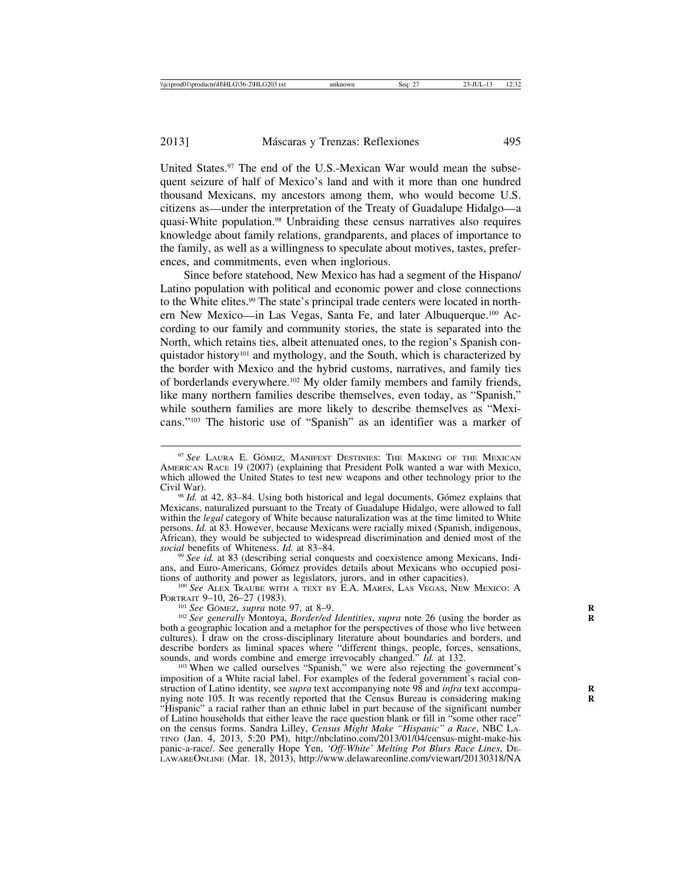United States.[97] The end of the U.S.-Mexican War would mean the subsequent seizure of half of Mexico's land and with it more than one hundred thousand Mexicans, my ancestors among them, who would become U.S. citizens as—under the interpretation of the Treaty of Guadalupe Hidalgo—a quasi-White population.[98] Unbraiding these census narratives also requires knowledge about family relations, grandparents, and places of importance to the family, as well as a willingness to speculate about motives, tastes, preferences, and commitments, even when inglorious.

Since before statehood, New Mexico has had a segment of the Hispano/Latino population with political and economic power and close connections to the White elites.[99] The state's principal trade centers were located in northern New Mexico—in Las Vegas, Santa Fe, and later Albuquerque.[100] According to our family and community stories, the state is separated into the North, which retains ties, albeit attenuated ones, to the region's Spanish conquistador history[101] and mythology, and the South, which is characterized by the border with Mexico and the hybrid customs, narratives, and family ties of borderlands everywhere.[102] My older family members and family friends, like many northern families describe themselves, even today, as "Spanish," while southern families are more likely to describe themselves as "Mexicans."[103] The historic use of "Spanish" as an identifier was a marker of

---

[97] *See* Laura E. Gómez, Manifest Destinies: The Making of the Mexican American Race 19 (2007) (explaining that President Polk wanted a war with Mexico, which allowed the United States to test new weapons and other technology prior to the Civil War).

[98] *Id.* at 42, 83–84. Using both historical and legal documents, Gómez explains that Mexicans, naturalized pursuant to the Treaty of Guadalupe Hidalgo, were allowed to fall within the *legal* category of White because naturalization was at the time limited to White persons. *Id.* at 83. However, because Mexicans were racially mixed (Spanish, indigenous, African), they would be subjected to widespread discrimination and denied most of the *social* benefits of Whiteness. *Id.* at 83–84.

[99] *See id.* at 83 (describing serial conquests and coexistence among Mexicans, Indians, and Euro-Americans, Gómez provides details about Mexicans who occupied positions of authority and power as legislators, jurors, and in other capacities).

[100] *See* Alex Traube with a text by E.A. Mares, Las Vegas, New Mexico: A Portrait 9–10, 26–27 (1983).

[101] *See* Gómez, *supra* note 97, at 8–9.

[102] *See generally* Montoya, *Border/ed Identities*, *supra* note 26 (using the border as both a geographic location and a metaphor for the perspectives of those who live between cultures). I draw on the cross-disciplinary literature about boundaries and borders, and describe borders as liminal spaces where "different things, people, forces, sensations, sounds, and words combine and emerge irrevocably changed." *Id.* at 132.

[103] When we called ourselves "Spanish," we were also rejecting the government's imposition of a White racial label. For examples of the federal government's racial construction of Latino identity, see *supra* text accompanying note 98 and *infra* text accompanying note 105. It was recently reported that the Census Bureau is considering making "Hispanic" a racial rather than an ethnic label in part because of the significant number of Latino households that either leave the race question blank or fill in "some other race" on the census forms. Sandra Lilley, *Census Might Make "Hispanic" a Race*, NBC Latino (Jan. 4, 2013, 5:20 PM), http://nbclatino.com/2013/01/04/census-might-make-hispanic-a-race/. See generally Hope Yen, *'Off-White' Melting Pot Blurs Race Lines*, DelawareOnline (Mar. 18, 2013), http://www.delawareonline.com/viewart/20130318/NA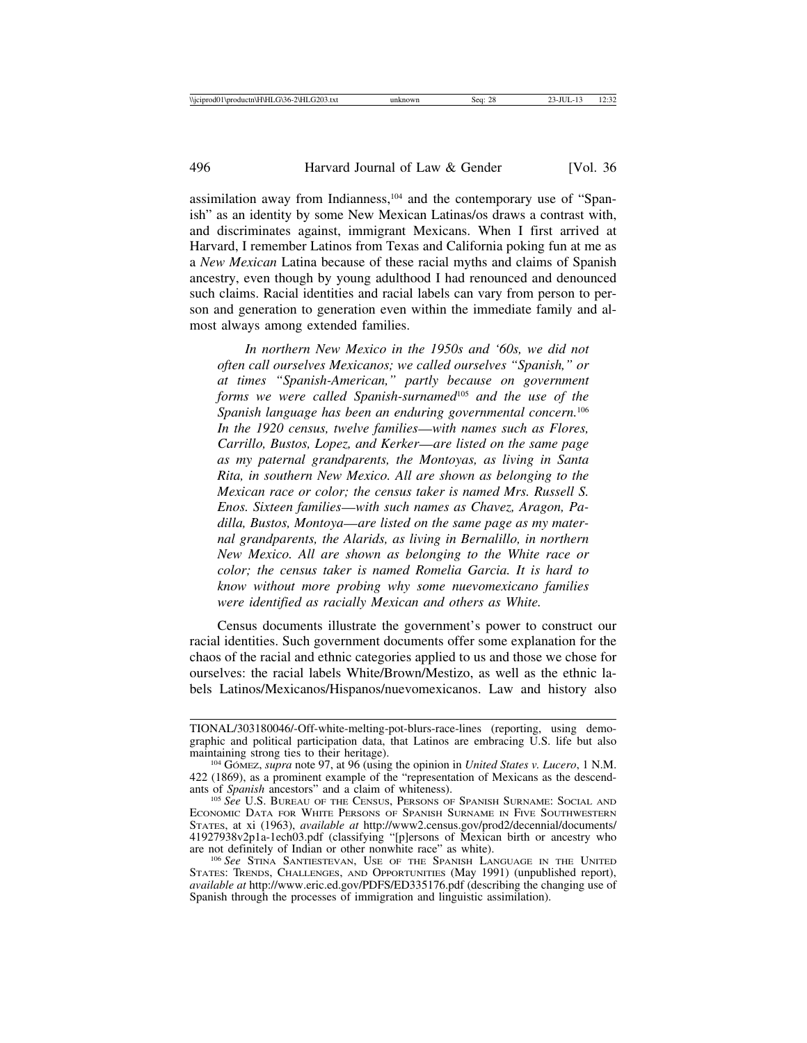assimilation away from Indianness,[104] and the contemporary use of "Spanish" as an identity by some New Mexican Latinas/os draws a contrast with, and discriminates against, immigrant Mexicans. When I first arrived at Harvard, I remember Latinos from Texas and California poking fun at me as a *New Mexican* Latina because of these racial myths and claims of Spanish ancestry, even though by young adulthood I had renounced and denounced such claims. Racial identities and racial labels can vary from person to person and generation to generation even within the immediate family and almost always among extended families.

> *In northern New Mexico in the 1950s and '60s, we did not often call ourselves Mexicanos; we called ourselves "Spanish," or at times "Spanish-American," partly because on government forms we were called Spanish-surnamed*[105] *and the use of the Spanish language has been an enduring governmental concern.*[106] *In the 1920 census, twelve families—with names such as Flores, Carrillo, Bustos, Lopez, and Kerker—are listed on the same page as my paternal grandparents, the Montoyas, as living in Santa Rita, in southern New Mexico. All are shown as belonging to the Mexican race or color; the census taker is named Mrs. Russell S. Enos. Sixteen families—with such names as Chavez, Aragon, Padilla, Bustos, Montoya—are listed on the same page as my maternal grandparents, the Alarids, as living in Bernalillo, in northern New Mexico. All are shown as belonging to the White race or color; the census taker is named Romelia Garcia. It is hard to know without more probing why some nuevomexicano families were identified as racially Mexican and others as White.*

Census documents illustrate the government's power to construct our racial identities. Such government documents offer some explanation for the chaos of the racial and ethnic categories applied to us and those we chose for ourselves: the racial labels White/Brown/Mestizo, as well as the ethnic labels Latinos/Mexicanos/Hispanos/nuevomexicanos. Law and history also

---

TIONAL/303180046/-Off-white-melting-pot-blurs-race-lines (reporting, using demographic and political participation data, that Latinos are embracing U.S. life but also maintaining strong ties to their heritage).

[104] GÓMEZ, *supra* note 97, at 96 (using the opinion in *United States v. Lucero*, 1 N.M. 422 (1869), as a prominent example of the "representation of Mexicans as the descendants of *Spanish* ancestors" and a claim of whiteness).

[105] *See* U.S. BUREAU OF THE CENSUS, PERSONS OF SPANISH SURNAME: SOCIAL AND ECONOMIC DATA FOR WHITE PERSONS OF SPANISH SURNAME IN FIVE SOUTHWESTERN STATES, at xi (1963), *available at* http://www2.census.gov/prod2/decennial/documents/41927938v2p1a-1ech03.pdf (classifying "[p]ersons of Mexican birth or ancestry who are not definitely of Indian or other nonwhite race" as white).

[106] *See* STINA SANTIESTEVAN, USE OF THE SPANISH LANGUAGE IN THE UNITED STATES: TRENDS, CHALLENGES, AND OPPORTUNITIES (May 1991) (unpublished report), *available at* http://www.eric.ed.gov/PDFS/ED335176.pdf (describing the changing use of Spanish through the processes of immigration and linguistic assimilation).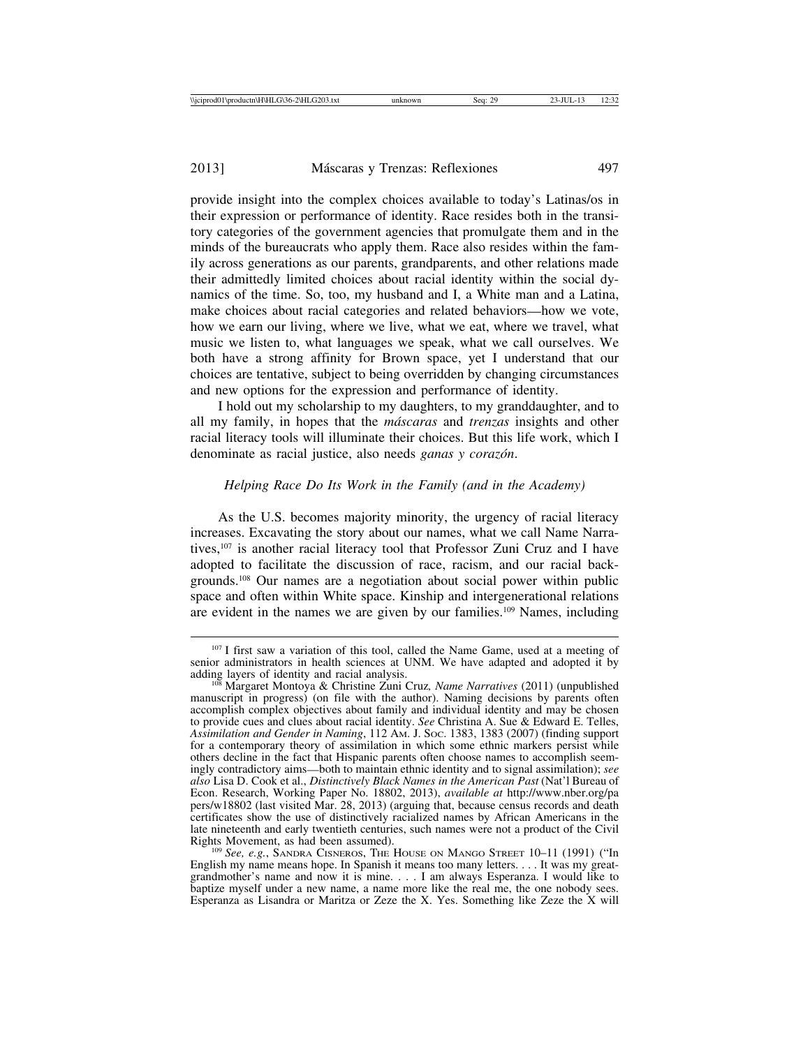provide insight into the complex choices available to today's Latinas/os in their expression or performance of identity. Race resides both in the transitory categories of the government agencies that promulgate them and in the minds of the bureaucrats who apply them. Race also resides within the family across generations as our parents, grandparents, and other relations made their admittedly limited choices about racial identity within the social dynamics of the time. So, too, my husband and I, a White man and a Latina, make choices about racial categories and related behaviors—how we vote, how we earn our living, where we live, what we eat, where we travel, what music we listen to, what languages we speak, what we call ourselves. We both have a strong affinity for Brown space, yet I understand that our choices are tentative, subject to being overridden by changing circumstances and new options for the expression and performance of identity.

I hold out my scholarship to my daughters, to my granddaughter, and to all my family, in hopes that the *máscaras* and *trenzas* insights and other racial literacy tools will illuminate their choices. But this life work, which I denominate as racial justice, also needs *ganas y corazón*.

*Helping Race Do Its Work in the Family (and in the Academy)*

As the U.S. becomes majority minority, the urgency of racial literacy increases. Excavating the story about our names, what we call Name Narratives,[107] is another racial literacy tool that Professor Zuni Cruz and I have adopted to facilitate the discussion of race, racism, and our racial backgrounds.[108] Our names are a negotiation about social power within public space and often within White space. Kinship and intergenerational relations are evident in the names we are given by our families.[109] Names, including

---

[107] I first saw a variation of this tool, called the Name Game, used at a meeting of senior administrators in health sciences at UNM. We have adapted and adopted it by adding layers of identity and racial analysis.

[108] Margaret Montoya & Christine Zuni Cruz, *Name Narratives* (2011) (unpublished manuscript in progress) (on file with the author). Naming decisions by parents often accomplish complex objectives about family and individual identity and may be chosen to provide cues and clues about racial identity. *See* Christina A. Sue & Edward E. Telles, *Assimilation and Gender in Naming*, 112 AM. J. SOC. 1383, 1383 (2007) (finding support for a contemporary theory of assimilation in which some ethnic markers persist while others decline in the fact that Hispanic parents often choose names to accomplish seemingly contradictory aims—both to maintain ethnic identity and to signal assimilation); *see also* Lisa D. Cook et al., *Distinctively Black Names in the American Past* (Nat'l Bureau of Econ. Research, Working Paper No. 18802, 2013), *available at* http://www.nber.org/papers/w18802 (last visited Mar. 28, 2013) (arguing that, because census records and death certificates show the use of distinctively racialized names by African Americans in the late nineteenth and early twentieth centuries, such names were not a product of the Civil Rights Movement, as had been assumed).

[109] *See, e.g.*, SANDRA CISNEROS, THE HOUSE ON MANGO STREET 10–11 (1991) ("In English my name means hope. In Spanish it means too many letters. . . . It was my great-grandmother's name and now it is mine. . . . I am always Esperanza. I would like to baptize myself under a new name, a name more like the real me, the one nobody sees. Esperanza as Lisandra or Maritza or Zeze the X. Yes. Something like Zeze the X will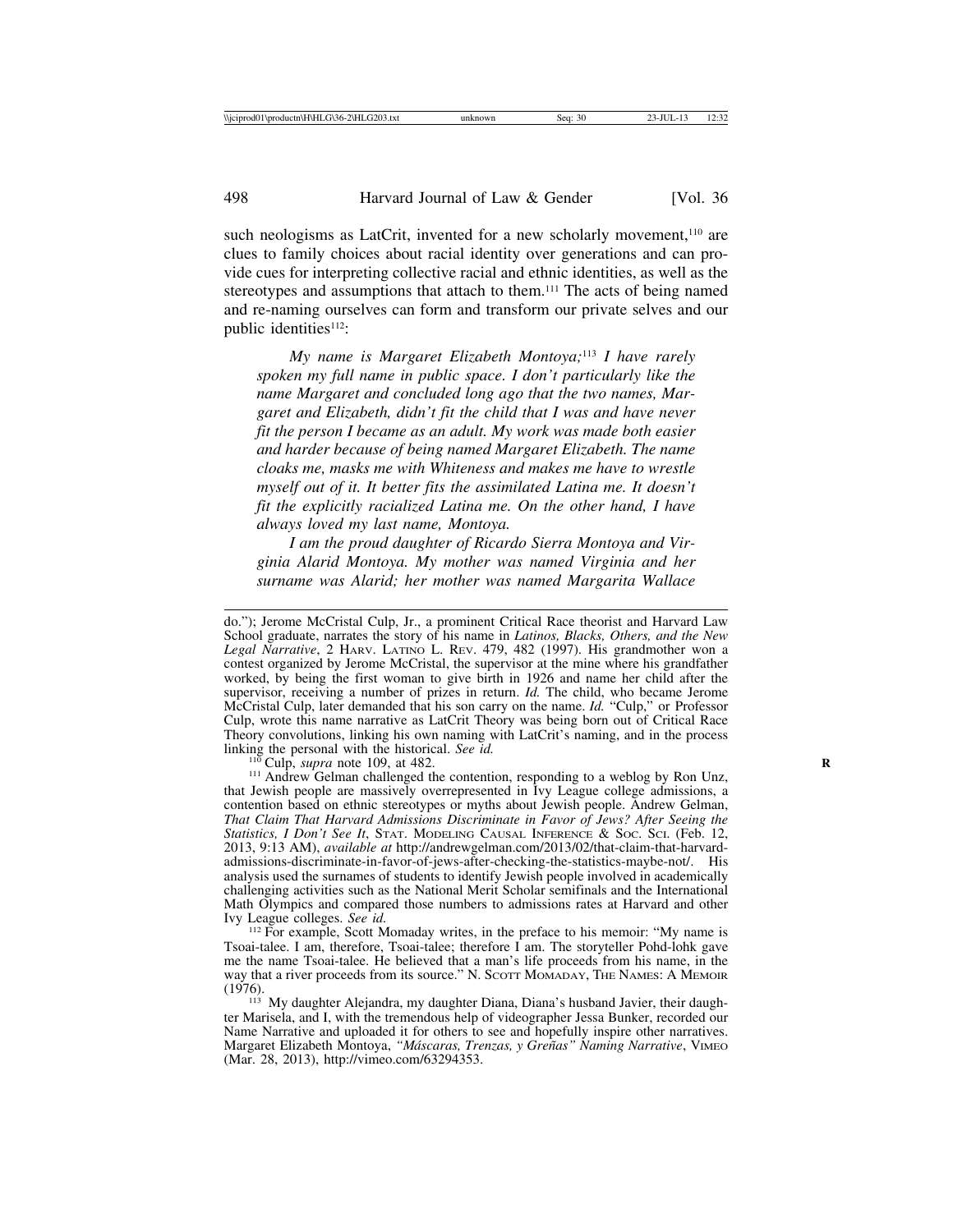such neologisms as LatCrit, invented for a new scholarly movement,[110] are clues to family choices about racial identity over generations and can provide cues for interpreting collective racial and ethnic identities, as well as the stereotypes and assumptions that attach to them.[111] The acts of being named and re-naming ourselves can form and transform our private selves and our public identities[112]:

> *My name is Margaret Elizabeth Montoya;*[113] *I have rarely spoken my full name in public space. I don't particularly like the name Margaret and concluded long ago that the two names, Margaret and Elizabeth, didn't fit the child that I was and have never fit the person I became as an adult. My work was made both easier and harder because of being named Margaret Elizabeth. The name cloaks me, masks me with Whiteness and makes me have to wrestle myself out of it. It better fits the assimilated Latina me. It doesn't fit the explicitly racialized Latina me. On the other hand, I have always loved my last name, Montoya.*
>
> *I am the proud daughter of Ricardo Sierra Montoya and Virginia Alarid Montoya. My mother was named Virginia and her surname was Alarid; her mother was named Margarita Wallace*

---

do."); Jerome McCristal Culp, Jr., a prominent Critical Race theorist and Harvard Law School graduate, narrates the story of his name in *Latinos, Blacks, Others, and the New Legal Narrative*, 2 Harv. Latino L. Rev. 479, 482 (1997). His grandmother won a contest organized by Jerome McCristal, the supervisor at the mine where his grandfather worked, by being the first woman to give birth in 1926 and name her child after the supervisor, receiving a number of prizes in return. *Id.* The child, who became Jerome McCristal Culp, later demanded that his son carry on the name. *Id.* "Culp," or Professor Culp, wrote this name narrative as LatCrit Theory was being born out of Critical Race Theory convolutions, linking his own naming with LatCrit's naming, and in the process linking the personal with the historical. *See id.*

[110] Culp, *supra* note 109, at 482.

[111] Andrew Gelman challenged the contention, responding to a weblog by Ron Unz, that Jewish people are massively overrepresented in Ivy League college admissions, a contention based on ethnic stereotypes or myths about Jewish people. Andrew Gelman, *That Claim That Harvard Admissions Discriminate in Favor of Jews? After Seeing the Statistics, I Don't See It*, Stat. Modeling Causal Inference & Soc. Sci. (Feb. 12, 2013, 9:13 AM), *available at* http://andrewgelman.com/2013/02/that-claim-that-harvard-admissions-discriminate-in-favor-of-jews-after-checking-the-statistics-maybe-not/. His analysis used the surnames of students to identify Jewish people involved in academically challenging activities such as the National Merit Scholar semifinals and the International Math Olympics and compared those numbers to admissions rates at Harvard and other Ivy League colleges. *See id.*

[112] For example, Scott Momaday writes, in the preface to his memoir: "My name is Tsoai-talee. I am, therefore, Tsoai-talee; therefore I am. The storyteller Pohd-lohk gave me the name Tsoai-talee. He believed that a man's life proceeds from his name, in the way that a river proceeds from its source." N. Scott Momaday, The Names: A Memoir (1976).

[113] My daughter Alejandra, my daughter Diana, Diana's husband Javier, their daughter Marisela, and I, with the tremendous help of videographer Jessa Bunker, recorded our Name Narrative and uploaded it for others to see and hopefully inspire other narratives. Margaret Elizabeth Montoya, *"Máscaras, Trenzas, y Greñas" Naming Narrative*, Vimeo (Mar. 28, 2013), http://vimeo.com/63294353.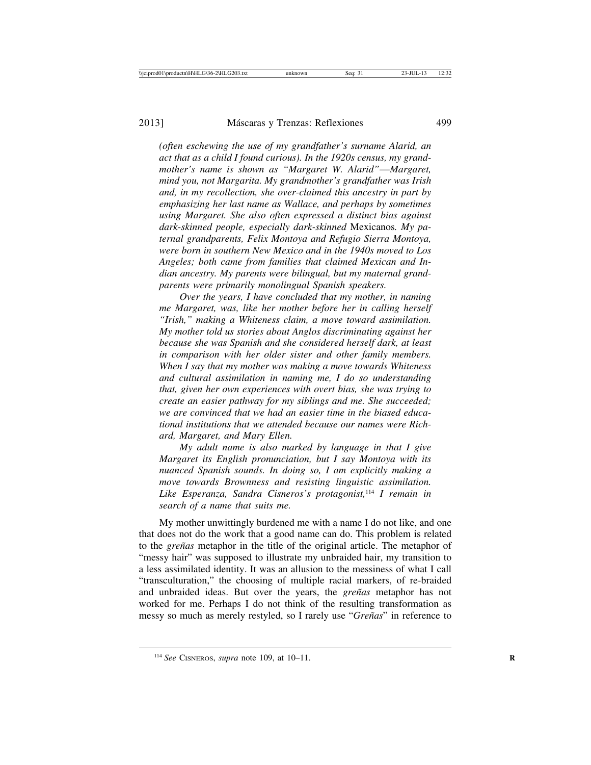*(often eschewing the use of my grandfather's surname Alarid, an act that as a child I found curious). In the 1920s census, my grandmother's name is shown as "Margaret W. Alarid"—Margaret, mind you, not Margarita. My grandmother's grandfather was Irish and, in my recollection, she over-claimed this ancestry in part by emphasizing her last name as Wallace, and perhaps by sometimes using Margaret. She also often expressed a distinct bias against dark-skinned people, especially dark-skinned* Mexicanos*. My paternal grandparents, Felix Montoya and Refugio Sierra Montoya, were born in southern New Mexico and in the 1940s moved to Los Angeles; both came from families that claimed Mexican and Indian ancestry. My parents were bilingual, but my maternal grandparents were primarily monolingual Spanish speakers.*

*Over the years, I have concluded that my mother, in naming me Margaret, was, like her mother before her in calling herself "Irish," making a Whiteness claim, a move toward assimilation. My mother told us stories about Anglos discriminating against her because she was Spanish and she considered herself dark, at least in comparison with her older sister and other family members. When I say that my mother was making a move towards Whiteness and cultural assimilation in naming me, I do so understanding that, given her own experiences with overt bias, she was trying to create an easier pathway for my siblings and me. She succeeded; we are convinced that we had an easier time in the biased educational institutions that we attended because our names were Richard, Margaret, and Mary Ellen.*

*My adult name is also marked by language in that I give Margaret its English pronunciation, but I say Montoya with its nuanced Spanish sounds. In doing so, I am explicitly making a move towards Brownness and resisting linguistic assimilation. Like Esperanza, Sandra Cisneros's protagonist,*[114] *I remain in search of a name that suits me.*

My mother unwittingly burdened me with a name I do not like, and one that does not do the work that a good name can do. This problem is related to the *greñas* metaphor in the title of the original article. The metaphor of "messy hair" was supposed to illustrate my unbraided hair, my transition to a less assimilated identity. It was an allusion to the messiness of what I call "transculturation," the choosing of multiple racial markers, of re-braided and unbraided ideas. But over the years, the *greñas* metaphor has not worked for me. Perhaps I do not think of the resulting transformation as messy so much as merely restyled, so I rarely use "*Greñas*" in reference to

[114] *See* Cisneros, *supra* note 109, at 10–11.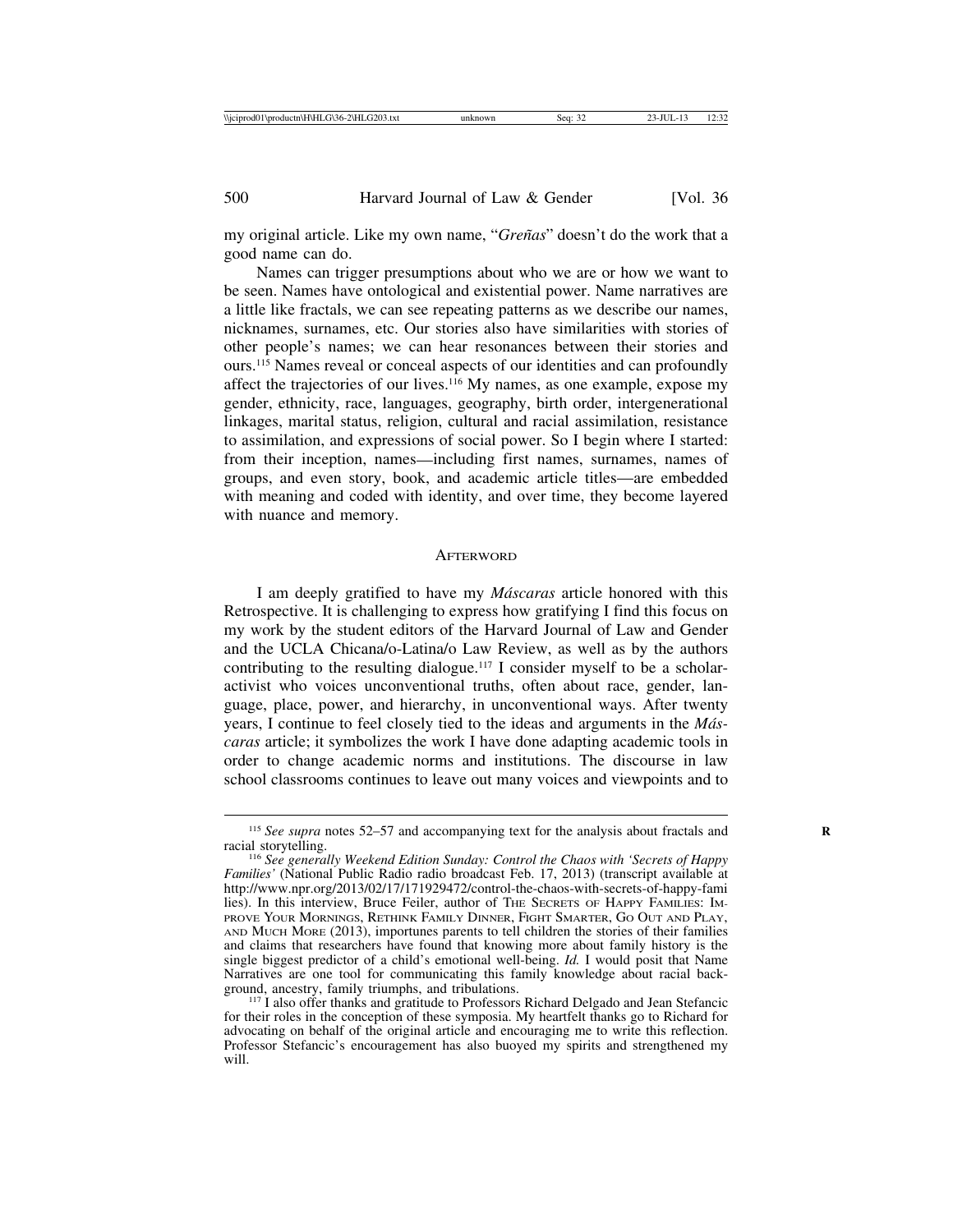my original article. Like my own name, "*Greñas*" doesn't do the work that a good name can do.

Names can trigger presumptions about who we are or how we want to be seen. Names have ontological and existential power. Name narratives are a little like fractals, we can see repeating patterns as we describe our names, nicknames, surnames, etc. Our stories also have similarities with stories of other people's names; we can hear resonances between their stories and ours.[115] Names reveal or conceal aspects of our identities and can profoundly affect the trajectories of our lives.[116] My names, as one example, expose my gender, ethnicity, race, languages, geography, birth order, intergenerational linkages, marital status, religion, cultural and racial assimilation, resistance to assimilation, and expressions of social power. So I begin where I started: from their inception, names—including first names, surnames, names of groups, and even story, book, and academic article titles—are embedded with meaning and coded with identity, and over time, they become layered with nuance and memory.

## Afterword

I am deeply gratified to have my *Máscaras* article honored with this Retrospective. It is challenging to express how gratifying I find this focus on my work by the student editors of the Harvard Journal of Law and Gender and the UCLA Chicana/o-Latina/o Law Review, as well as by the authors contributing to the resulting dialogue.[117] I consider myself to be a scholar-activist who voices unconventional truths, often about race, gender, language, place, power, and hierarchy, in unconventional ways. After twenty years, I continue to feel closely tied to the ideas and arguments in the *Máscaras* article; it symbolizes the work I have done adapting academic tools in order to change academic norms and institutions. The discourse in law school classrooms continues to leave out many voices and viewpoints and to

---

[115] *See supra* notes 52–57 and accompanying text for the analysis about fractals and racial storytelling.

[116] *See generally Weekend Edition Sunday: Control the Chaos with 'Secrets of Happy Families'* (National Public Radio radio broadcast Feb. 17, 2013) (transcript available at http://www.npr.org/2013/02/17/171929472/control-the-chaos-with-secrets-of-happy-families). In this interview, Bruce Feiler, author of The Secrets of Happy Families: Improve Your Mornings, Rethink Family Dinner, Fight Smarter, Go Out and Play, and Much More (2013), importunes parents to tell children the stories of their families and claims that researchers have found that knowing more about family history is the single biggest predictor of a child's emotional well-being. *Id.* I would posit that Name Narratives are one tool for communicating this family knowledge about racial background, ancestry, family triumphs, and tribulations.

[117] I also offer thanks and gratitude to Professors Richard Delgado and Jean Stefancic for their roles in the conception of these symposia. My heartfelt thanks go to Richard for advocating on behalf of the original article and encouraging me to write this reflection. Professor Stefancic's encouragement has also buoyed my spirits and strengthened my will.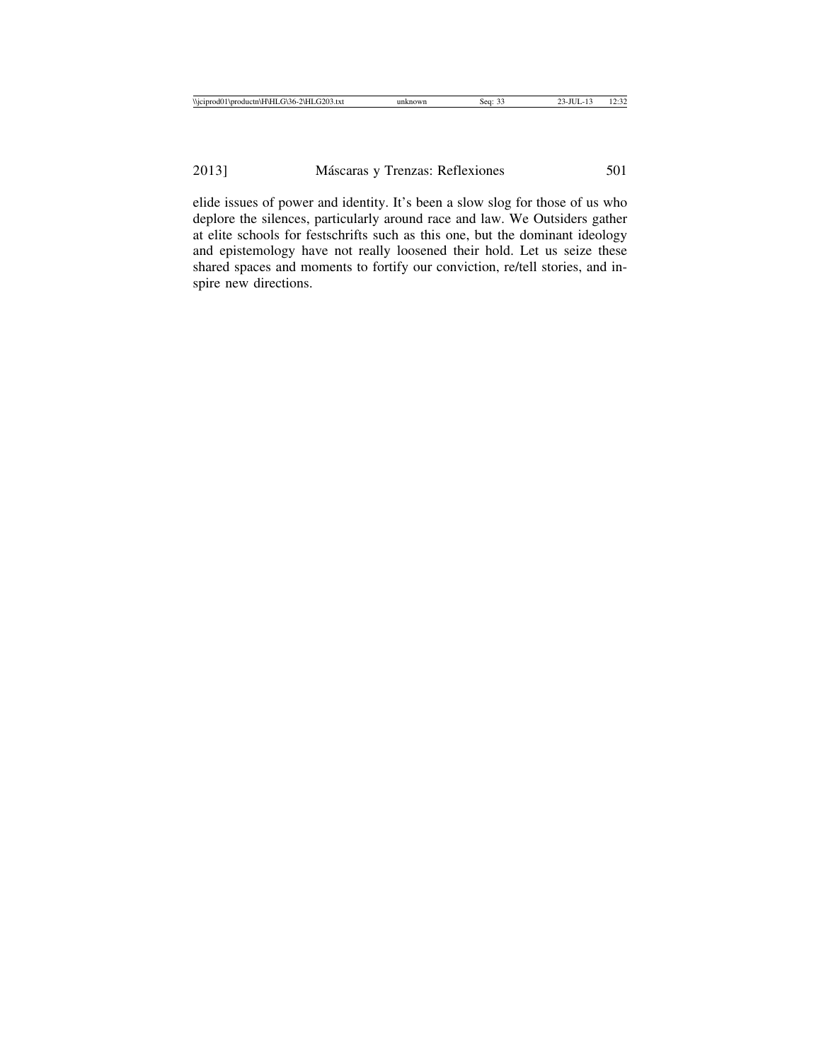elide issues of power and identity. It's been a slow slog for those of us who deplore the silences, particularly around race and law. We Outsiders gather at elite schools for festschrifts such as this one, but the dominant ideology and epistemology have not really loosened their hold. Let us seize these shared spaces and moments to fortify our conviction, re/tell stories, and inspire new directions.